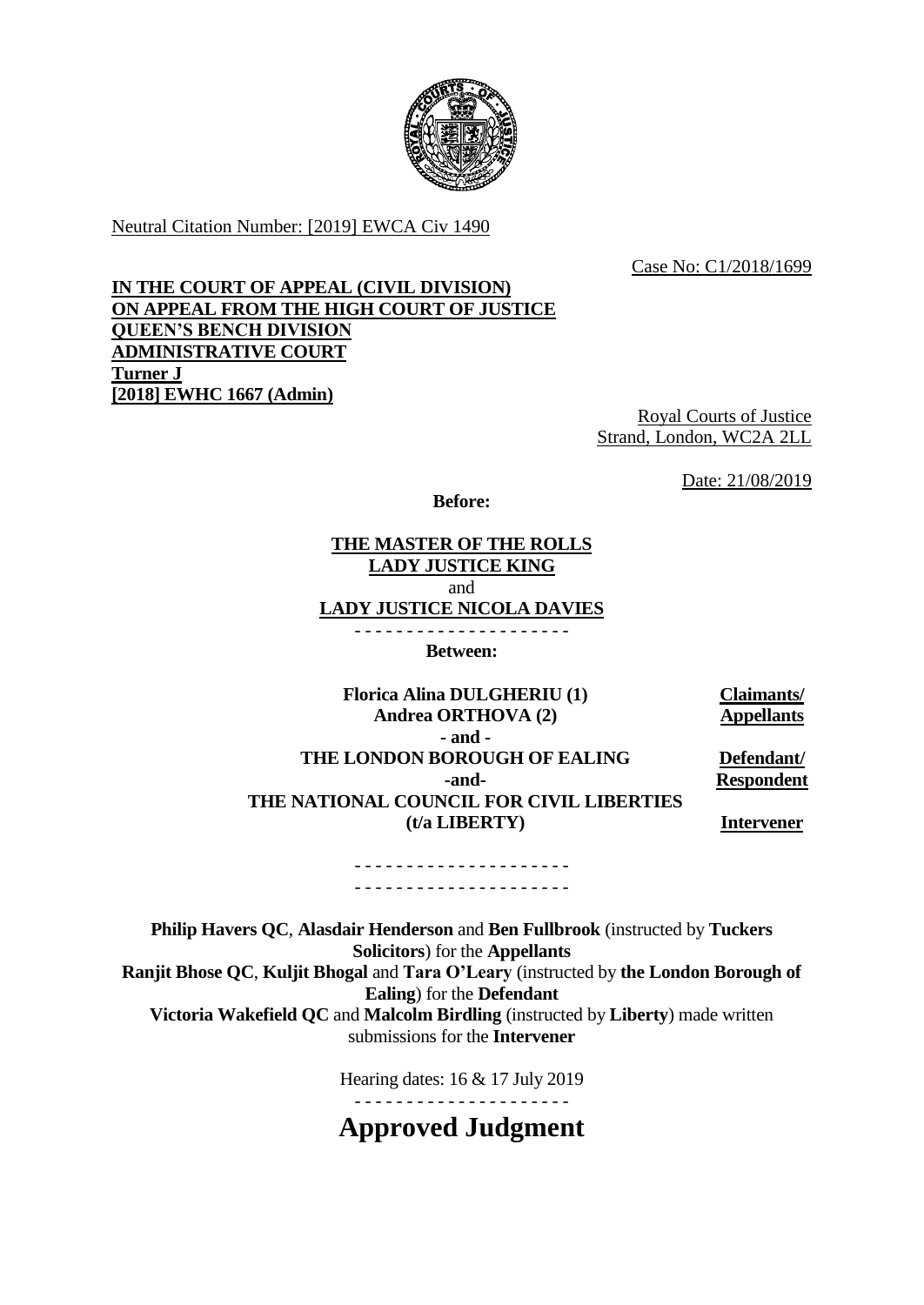Neutral Citation Number: [2019] EWCA Civ 1490

Case No: C1/2018/1699

**IN THE COURT OF APPEAL (CIVIL DIVISION)**
**ON APPEAL FROM THE HIGH COURT OF JUSTICE**
**QUEEN'S BENCH DIVISION**
**ADMINISTRATIVE COURT**
**Turner J**
**[2018] EWHC 1667 (Admin)**

Royal Courts of Justice
Strand, London, WC2A 2LL

Date: 21/08/2019

**Before:**

**THE MASTER OF THE ROLLS**
**LADY JUSTICE KING**
and
**LADY JUSTICE NICOLA DAVIES**

- - - - - - - - - - - - - - - - - - - - -

**Between:**

| | |
|---|---|
| **Florica Alina DULGHERIU (1)** <br> **Andrea ORTHOVA (2)** | **Claimants/ Appellants** |
| **- and -** | |
| **THE LONDON BOROUGH OF EALING** | **Defendant/ Respondent** |
| **-and-** | |
| **THE NATIONAL COUNCIL FOR CIVIL LIBERTIES (t/a LIBERTY)** | **Intervener** |

- - - - - - - - - - - - - - - - - - - - -
- - - - - - - - - - - - - - - - - - - - -

**Philip Havers QC**, **Alasdair Henderson** and **Ben Fullbrook** (instructed by **Tuckers Solicitors**) for the **Appellants**
**Ranjit Bhose QC**, **Kuljit Bhogal** and **Tara O'Leary** (instructed by **the London Borough of Ealing**) for the **Defendant**
**Victoria Wakefield QC** and **Malcolm Birdling** (instructed by **Liberty**) made written submissions for the **Intervener**

Hearing dates: 16 & 17 July 2019

- - - - - - - - - - - - - - - - - - - - -

# Approved Judgment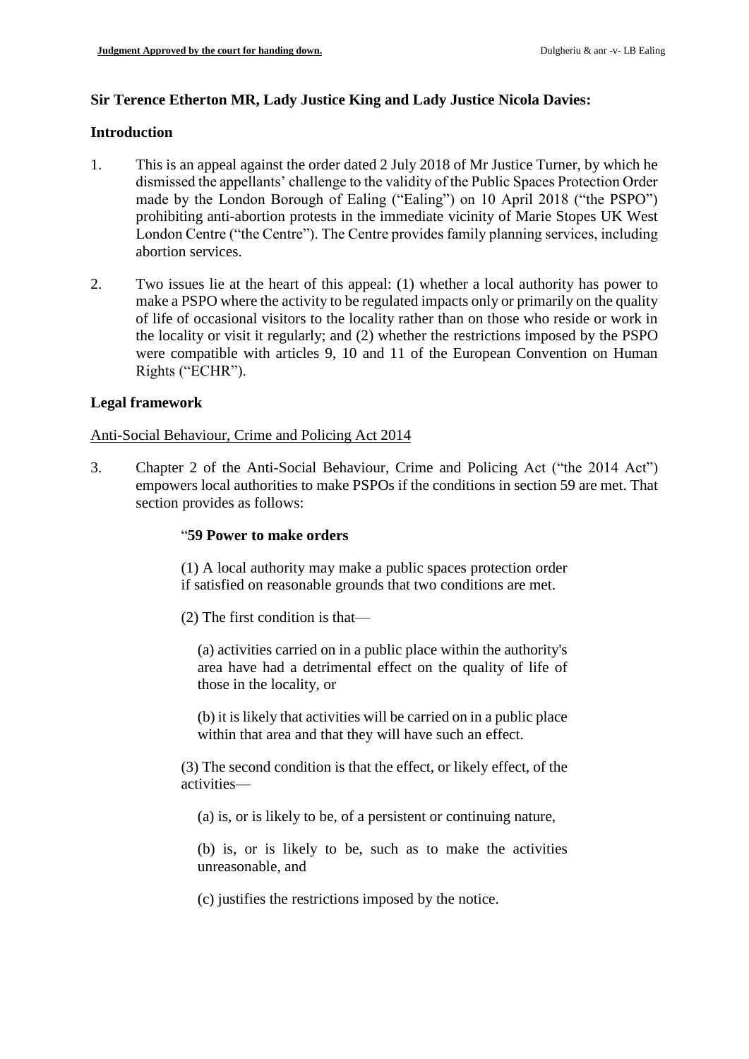**Sir Terence Etherton MR, Lady Justice King and Lady Justice Nicola Davies:**

## Introduction

1. This is an appeal against the order dated 2 July 2018 of Mr Justice Turner, by which he dismissed the appellants' challenge to the validity of the Public Spaces Protection Order made by the London Borough of Ealing ("Ealing") on 10 April 2018 ("the PSPO") prohibiting anti-abortion protests in the immediate vicinity of Marie Stopes UK West London Centre ("the Centre"). The Centre provides family planning services, including abortion services.

2. Two issues lie at the heart of this appeal: (1) whether a local authority has power to make a PSPO where the activity to be regulated impacts only or primarily on the quality of life of occasional visitors to the locality rather than on those who reside or work in the locality or visit it regularly; and (2) whether the restrictions imposed by the PSPO were compatible with articles 9, 10 and 11 of the European Convention on Human Rights ("ECHR").

## Legal framework

Anti-Social Behaviour, Crime and Policing Act 2014

3. Chapter 2 of the Anti-Social Behaviour, Crime and Policing Act ("the 2014 Act") empowers local authorities to make PSPOs if the conditions in section 59 are met. That section provides as follows:

> "**59 Power to make orders**
>
> (1) A local authority may make a public spaces protection order if satisfied on reasonable grounds that two conditions are met.
>
> (2) The first condition is that—
>
> (a) activities carried on in a public place within the authority's area have had a detrimental effect on the quality of life of those in the locality, or
>
> (b) it is likely that activities will be carried on in a public place within that area and that they will have such an effect.
>
> (3) The second condition is that the effect, or likely effect, of the activities—
>
> (a) is, or is likely to be, of a persistent or continuing nature,
>
> (b) is, or is likely to be, such as to make the activities unreasonable, and
>
> (c) justifies the restrictions imposed by the notice.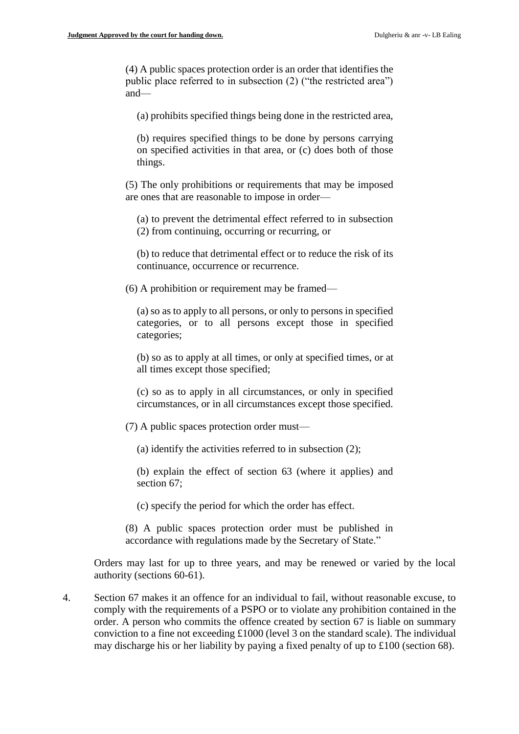> (4) A public spaces protection order is an order that identifies the public place referred to in subsection (2) ("the restricted area") and—
>
> > (a) prohibits specified things being done in the restricted area,
> >
> > (b) requires specified things to be done by persons carrying on specified activities in that area, or (c) does both of those things.
>
> (5) The only prohibitions or requirements that may be imposed are ones that are reasonable to impose in order—
>
> > (a) to prevent the detrimental effect referred to in subsection (2) from continuing, occurring or recurring, or
> >
> > (b) to reduce that detrimental effect or to reduce the risk of its continuance, occurrence or recurrence.
>
> (6) A prohibition or requirement may be framed—
>
> > (a) so as to apply to all persons, or only to persons in specified categories, or to all persons except those in specified categories;
> >
> > (b) so as to apply at all times, or only at specified times, or at all times except those specified;
> >
> > (c) so as to apply in all circumstances, or only in specified circumstances, or in all circumstances except those specified.
>
> (7) A public spaces protection order must—
>
> > (a) identify the activities referred to in subsection (2);
> >
> > (b) explain the effect of section 63 (where it applies) and section 67;
> >
> > (c) specify the period for which the order has effect.
>
> (8) A public spaces protection order must be published in accordance with regulations made by the Secretary of State."

Orders may last for up to three years, and may be renewed or varied by the local authority (sections 60-61).

4. Section 67 makes it an offence for an individual to fail, without reasonable excuse, to comply with the requirements of a PSPO or to violate any prohibition contained in the order. A person who commits the offence created by section 67 is liable on summary conviction to a fine not exceeding £1000 (level 3 on the standard scale). The individual may discharge his or her liability by paying a fixed penalty of up to £100 (section 68).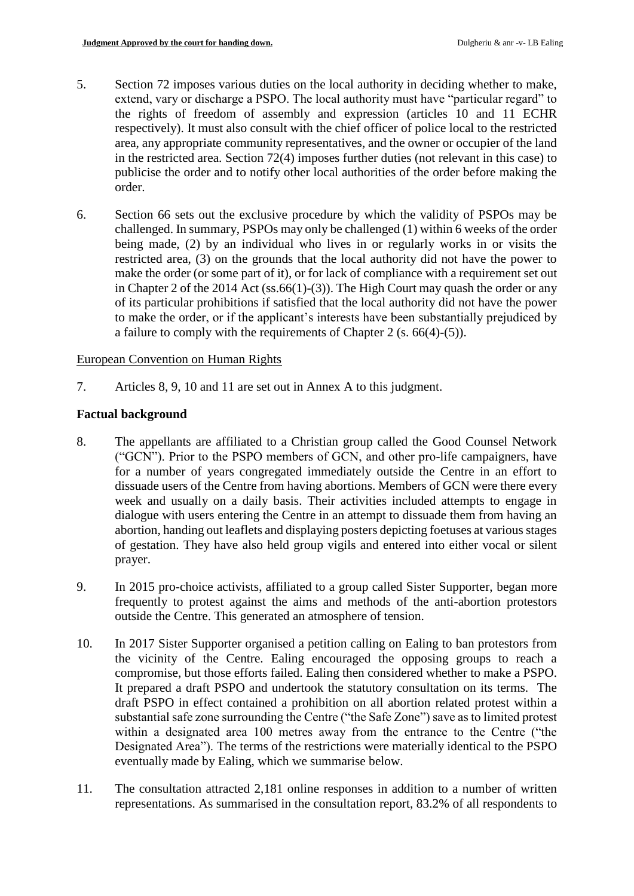5. Section 72 imposes various duties on the local authority in deciding whether to make, extend, vary or discharge a PSPO. The local authority must have "particular regard" to the rights of freedom of assembly and expression (articles 10 and 11 ECHR respectively). It must also consult with the chief officer of police local to the restricted area, any appropriate community representatives, and the owner or occupier of the land in the restricted area. Section 72(4) imposes further duties (not relevant in this case) to publicise the order and to notify other local authorities of the order before making the order.

6. Section 66 sets out the exclusive procedure by which the validity of PSPOs may be challenged. In summary, PSPOs may only be challenged (1) within 6 weeks of the order being made, (2) by an individual who lives in or regularly works in or visits the restricted area, (3) on the grounds that the local authority did not have the power to make the order (or some part of it), or for lack of compliance with a requirement set out in Chapter 2 of the 2014 Act (ss.66(1)-(3)). The High Court may quash the order or any of its particular prohibitions if satisfied that the local authority did not have the power to make the order, or if the applicant's interests have been substantially prejudiced by a failure to comply with the requirements of Chapter 2 (s. 66(4)-(5)).

European Convention on Human Rights

7. Articles 8, 9, 10 and 11 are set out in Annex A to this judgment.

**Factual background**

8. The appellants are affiliated to a Christian group called the Good Counsel Network ("GCN"). Prior to the PSPO members of GCN, and other pro-life campaigners, have for a number of years congregated immediately outside the Centre in an effort to dissuade users of the Centre from having abortions. Members of GCN were there every week and usually on a daily basis. Their activities included attempts to engage in dialogue with users entering the Centre in an attempt to dissuade them from having an abortion, handing out leaflets and displaying posters depicting foetuses at various stages of gestation. They have also held group vigils and entered into either vocal or silent prayer.

9. In 2015 pro-choice activists, affiliated to a group called Sister Supporter, began more frequently to protest against the aims and methods of the anti-abortion protestors outside the Centre. This generated an atmosphere of tension.

10. In 2017 Sister Supporter organised a petition calling on Ealing to ban protestors from the vicinity of the Centre. Ealing encouraged the opposing groups to reach a compromise, but those efforts failed. Ealing then considered whether to make a PSPO. It prepared a draft PSPO and undertook the statutory consultation on its terms. The draft PSPO in effect contained a prohibition on all abortion related protest within a substantial safe zone surrounding the Centre ("the Safe Zone") save as to limited protest within a designated area 100 metres away from the entrance to the Centre ("the Designated Area"). The terms of the restrictions were materially identical to the PSPO eventually made by Ealing, which we summarise below.

11. The consultation attracted 2,181 online responses in addition to a number of written representations. As summarised in the consultation report, 83.2% of all respondents to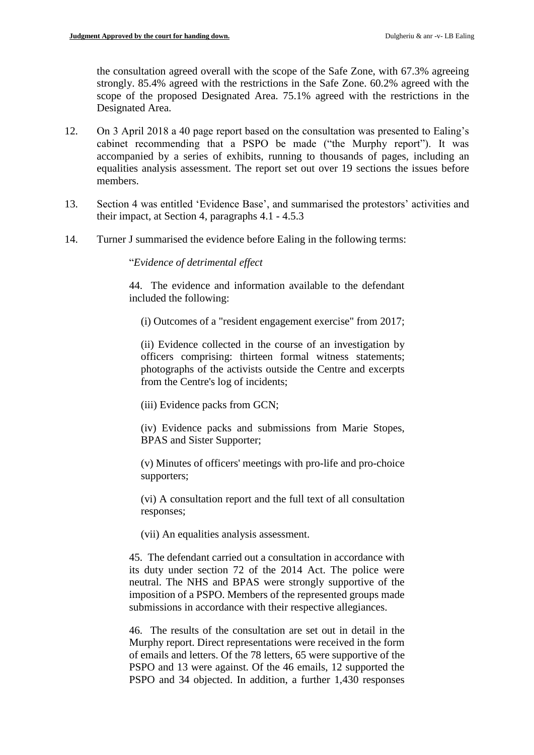the consultation agreed overall with the scope of the Safe Zone, with 67.3% agreeing strongly. 85.4% agreed with the restrictions in the Safe Zone. 60.2% agreed with the scope of the proposed Designated Area. 75.1% agreed with the restrictions in the Designated Area.

12. On 3 April 2018 a 40 page report based on the consultation was presented to Ealing's cabinet recommending that a PSPO be made ("the Murphy report"). It was accompanied by a series of exhibits, running to thousands of pages, including an equalities analysis assessment. The report set out over 19 sections the issues before members.

13. Section 4 was entitled 'Evidence Base', and summarised the protestors' activities and their impact, at Section 4, paragraphs 4.1 - 4.5.3

14. Turner J summarised the evidence before Ealing in the following terms:

> "*Evidence of detrimental effect*
>
> 44. The evidence and information available to the defendant included the following:
>
> (i) Outcomes of a "resident engagement exercise" from 2017;
>
> (ii) Evidence collected in the course of an investigation by officers comprising: thirteen formal witness statements; photographs of the activists outside the Centre and excerpts from the Centre's log of incidents;
>
> (iii) Evidence packs from GCN;
>
> (iv) Evidence packs and submissions from Marie Stopes, BPAS and Sister Supporter;
>
> (v) Minutes of officers' meetings with pro-life and pro-choice supporters;
>
> (vi) A consultation report and the full text of all consultation responses;
>
> (vii) An equalities analysis assessment.
>
> 45. The defendant carried out a consultation in accordance with its duty under section 72 of the 2014 Act. The police were neutral. The NHS and BPAS were strongly supportive of the imposition of a PSPO. Members of the represented groups made submissions in accordance with their respective allegiances.
>
> 46. The results of the consultation are set out in detail in the Murphy report. Direct representations were received in the form of emails and letters. Of the 78 letters, 65 were supportive of the PSPO and 13 were against. Of the 46 emails, 12 supported the PSPO and 34 objected. In addition, a further 1,430 responses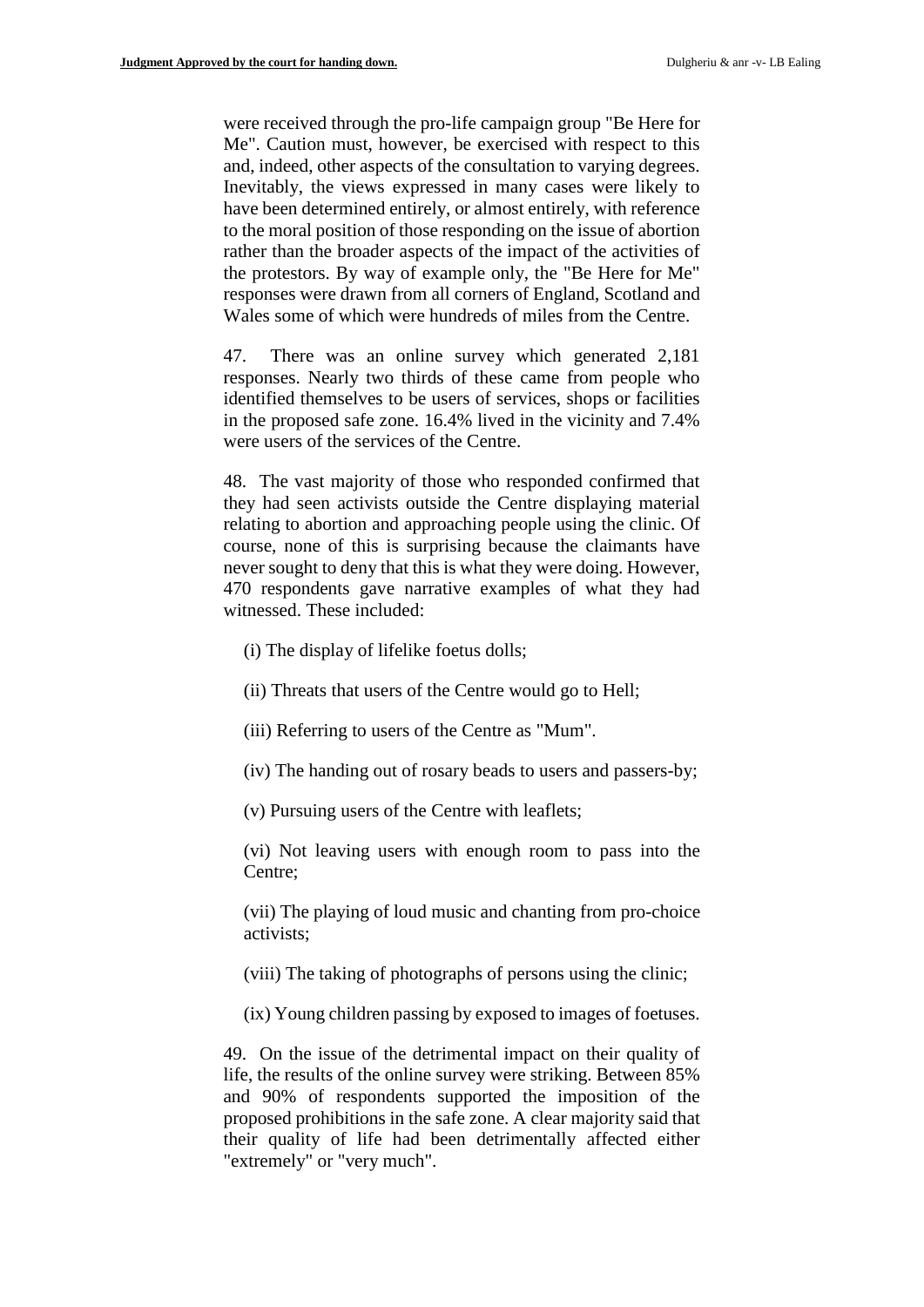were received through the pro-life campaign group "Be Here for Me". Caution must, however, be exercised with respect to this and, indeed, other aspects of the consultation to varying degrees. Inevitably, the views expressed in many cases were likely to have been determined entirely, or almost entirely, with reference to the moral position of those responding on the issue of abortion rather than the broader aspects of the impact of the activities of the protestors. By way of example only, the "Be Here for Me" responses were drawn from all corners of England, Scotland and Wales some of which were hundreds of miles from the Centre.

47. There was an online survey which generated 2,181 responses. Nearly two thirds of these came from people who identified themselves to be users of services, shops or facilities in the proposed safe zone. 16.4% lived in the vicinity and 7.4% were users of the services of the Centre.

48. The vast majority of those who responded confirmed that they had seen activists outside the Centre displaying material relating to abortion and approaching people using the clinic. Of course, none of this is surprising because the claimants have never sought to deny that this is what they were doing. However, 470 respondents gave narrative examples of what they had witnessed. These included:

(i) The display of lifelike foetus dolls;

(ii) Threats that users of the Centre would go to Hell;

(iii) Referring to users of the Centre as "Mum".

(iv) The handing out of rosary beads to users and passers-by;

(v) Pursuing users of the Centre with leaflets;

(vi) Not leaving users with enough room to pass into the Centre;

(vii) The playing of loud music and chanting from pro-choice activists;

(viii) The taking of photographs of persons using the clinic;

(ix) Young children passing by exposed to images of foetuses.

49. On the issue of the detrimental impact on their quality of life, the results of the online survey were striking. Between 85% and 90% of respondents supported the imposition of the proposed prohibitions in the safe zone. A clear majority said that their quality of life had been detrimentally affected either "extremely" or "very much".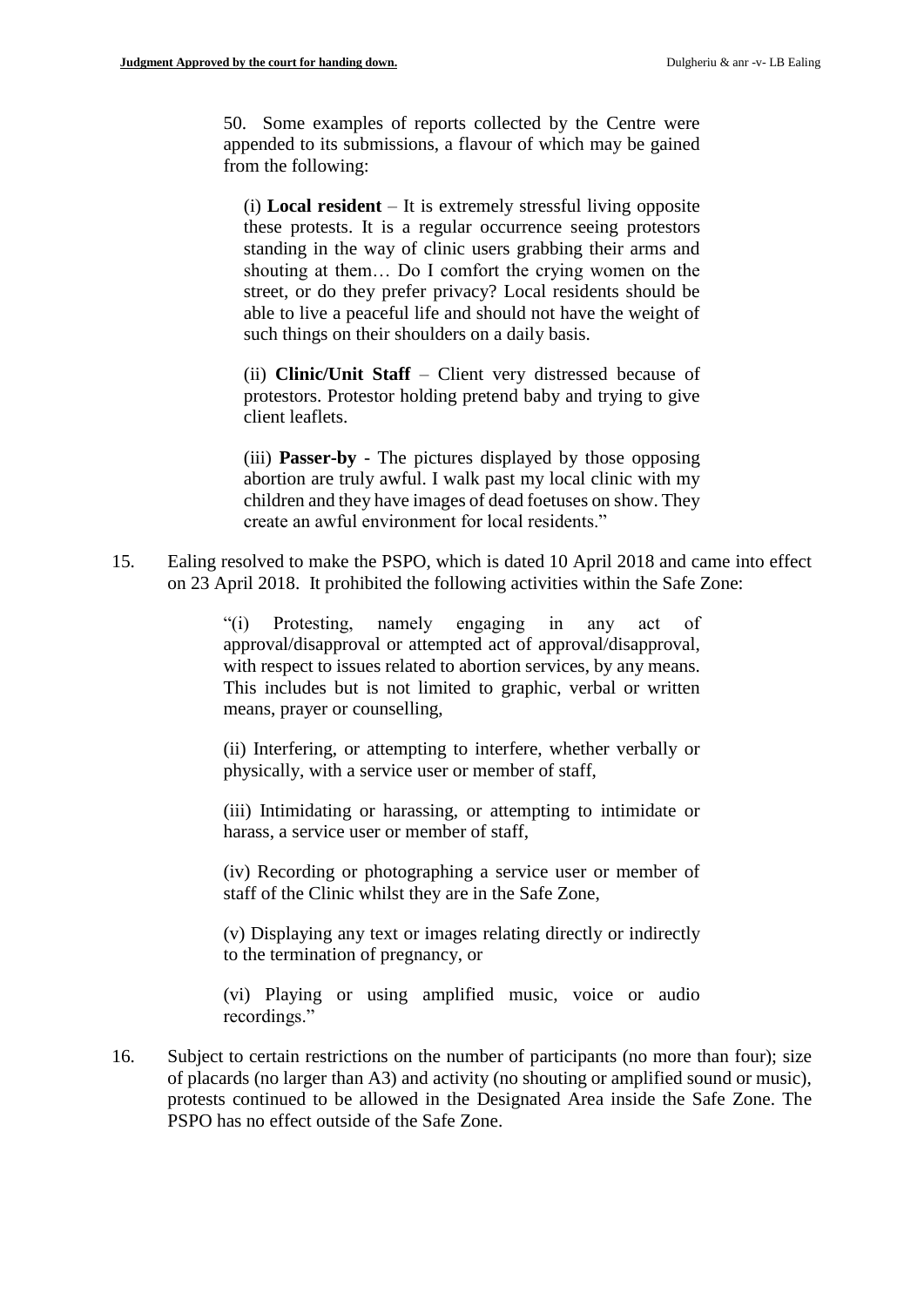> 50. Some examples of reports collected by the Centre were appended to its submissions, a flavour of which may be gained from the following:
>
> > (i) **Local resident** – It is extremely stressful living opposite these protests. It is a regular occurrence seeing protestors standing in the way of clinic users grabbing their arms and shouting at them… Do I comfort the crying women on the street, or do they prefer privacy? Local residents should be able to live a peaceful life and should not have the weight of such things on their shoulders on a daily basis.
> >
> > (ii) **Clinic/Unit Staff** – Client very distressed because of protestors. Protestor holding pretend baby and trying to give client leaflets.
> >
> > (iii) **Passer-by** - The pictures displayed by those opposing abortion are truly awful. I walk past my local clinic with my children and they have images of dead foetuses on show. They create an awful environment for local residents."

15. Ealing resolved to make the PSPO, which is dated 10 April 2018 and came into effect on 23 April 2018. It prohibited the following activities within the Safe Zone:

> "(i) Protesting, namely engaging in any act of approval/disapproval or attempted act of approval/disapproval, with respect to issues related to abortion services, by any means. This includes but is not limited to graphic, verbal or written means, prayer or counselling,
>
> (ii) Interfering, or attempting to interfere, whether verbally or physically, with a service user or member of staff,
>
> (iii) Intimidating or harassing, or attempting to intimidate or harass, a service user or member of staff,
>
> (iv) Recording or photographing a service user or member of staff of the Clinic whilst they are in the Safe Zone,
>
> (v) Displaying any text or images relating directly or indirectly to the termination of pregnancy, or
>
> (vi) Playing or using amplified music, voice or audio recordings."

16. Subject to certain restrictions on the number of participants (no more than four); size of placards (no larger than A3) and activity (no shouting or amplified sound or music), protests continued to be allowed in the Designated Area inside the Safe Zone. The PSPO has no effect outside of the Safe Zone.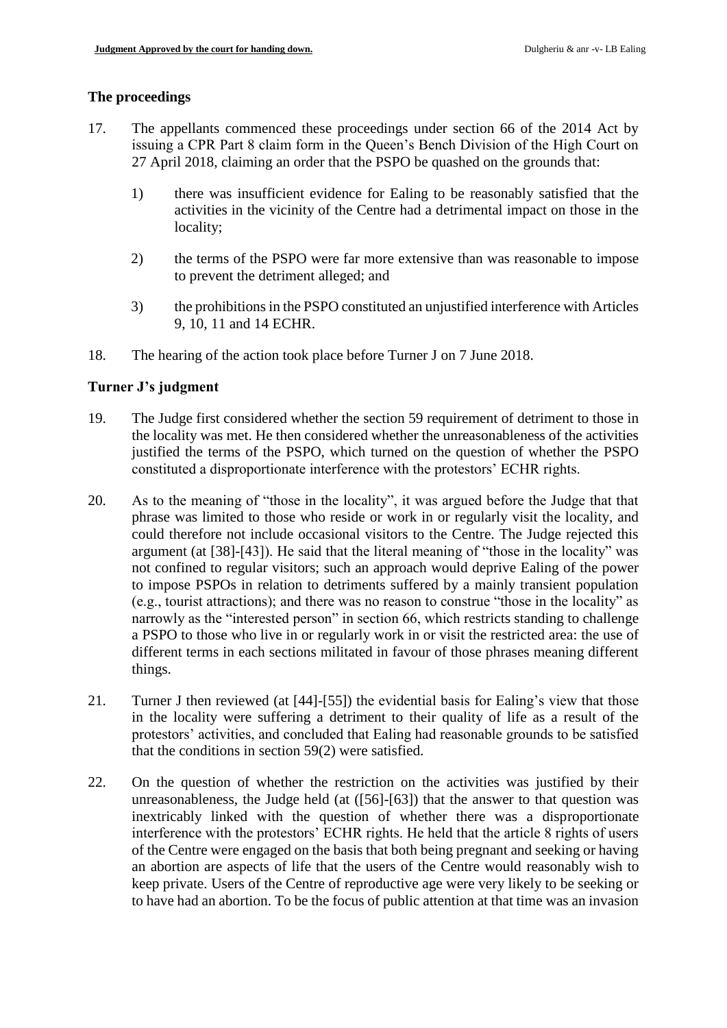## The proceedings

17. The appellants commenced these proceedings under section 66 of the 2014 Act by issuing a CPR Part 8 claim form in the Queen's Bench Division of the High Court on 27 April 2018, claiming an order that the PSPO be quashed on the grounds that:

    1) there was insufficient evidence for Ealing to be reasonably satisfied that the activities in the vicinity of the Centre had a detrimental impact on those in the locality;

    2) the terms of the PSPO were far more extensive than was reasonable to impose to prevent the detriment alleged; and

    3) the prohibitions in the PSPO constituted an unjustified interference with Articles 9, 10, 11 and 14 ECHR.

18. The hearing of the action took place before Turner J on 7 June 2018.

## Turner J's judgment

19. The Judge first considered whether the section 59 requirement of detriment to those in the locality was met. He then considered whether the unreasonableness of the activities justified the terms of the PSPO, which turned on the question of whether the PSPO constituted a disproportionate interference with the protestors' ECHR rights.

20. As to the meaning of "those in the locality", it was argued before the Judge that that phrase was limited to those who reside or work in or regularly visit the locality, and could therefore not include occasional visitors to the Centre. The Judge rejected this argument (at [38]-[43]). He said that the literal meaning of "those in the locality" was not confined to regular visitors; such an approach would deprive Ealing of the power to impose PSPOs in relation to detriments suffered by a mainly transient population (e.g., tourist attractions); and there was no reason to construe "those in the locality" as narrowly as the "interested person" in section 66, which restricts standing to challenge a PSPO to those who live in or regularly work in or visit the restricted area: the use of different terms in each sections militated in favour of those phrases meaning different things.

21. Turner J then reviewed (at [44]-[55]) the evidential basis for Ealing's view that those in the locality were suffering a detriment to their quality of life as a result of the protestors' activities, and concluded that Ealing had reasonable grounds to be satisfied that the conditions in section 59(2) were satisfied.

22. On the question of whether the restriction on the activities was justified by their unreasonableness, the Judge held (at ([56]-[63]) that the answer to that question was inextricably linked with the question of whether there was a disproportionate interference with the protestors' ECHR rights. He held that the article 8 rights of users of the Centre were engaged on the basis that both being pregnant and seeking or having an abortion are aspects of life that the users of the Centre would reasonably wish to keep private. Users of the Centre of reproductive age were very likely to be seeking or to have had an abortion. To be the focus of public attention at that time was an invasion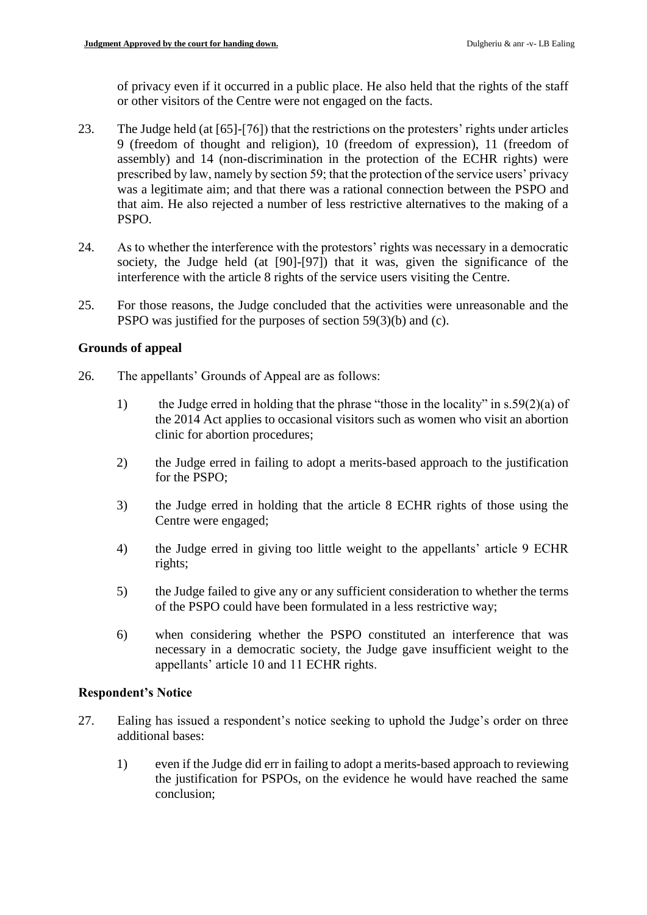of privacy even if it occurred in a public place. He also held that the rights of the staff or other visitors of the Centre were not engaged on the facts.

23. The Judge held (at [65]-[76]) that the restrictions on the protesters' rights under articles 9 (freedom of thought and religion), 10 (freedom of expression), 11 (freedom of assembly) and 14 (non-discrimination in the protection of the ECHR rights) were prescribed by law, namely by section 59; that the protection of the service users' privacy was a legitimate aim; and that there was a rational connection between the PSPO and that aim. He also rejected a number of less restrictive alternatives to the making of a PSPO.

24. As to whether the interference with the protestors' rights was necessary in a democratic society, the Judge held (at [90]-[97]) that it was, given the significance of the interference with the article 8 rights of the service users visiting the Centre.

25. For those reasons, the Judge concluded that the activities were unreasonable and the PSPO was justified for the purposes of section 59(3)(b) and (c).

**Grounds of appeal**

26. The appellants' Grounds of Appeal are as follows:

   1) the Judge erred in holding that the phrase "those in the locality" in s.59(2)(a) of the 2014 Act applies to occasional visitors such as women who visit an abortion clinic for abortion procedures;

   2) the Judge erred in failing to adopt a merits-based approach to the justification for the PSPO;

   3) the Judge erred in holding that the article 8 ECHR rights of those using the Centre were engaged;

   4) the Judge erred in giving too little weight to the appellants' article 9 ECHR rights;

   5) the Judge failed to give any or any sufficient consideration to whether the terms of the PSPO could have been formulated in a less restrictive way;

   6) when considering whether the PSPO constituted an interference that was necessary in a democratic society, the Judge gave insufficient weight to the appellants' article 10 and 11 ECHR rights.

**Respondent's Notice**

27. Ealing has issued a respondent's notice seeking to uphold the Judge's order on three additional bases:

   1) even if the Judge did err in failing to adopt a merits-based approach to reviewing the justification for PSPOs, on the evidence he would have reached the same conclusion;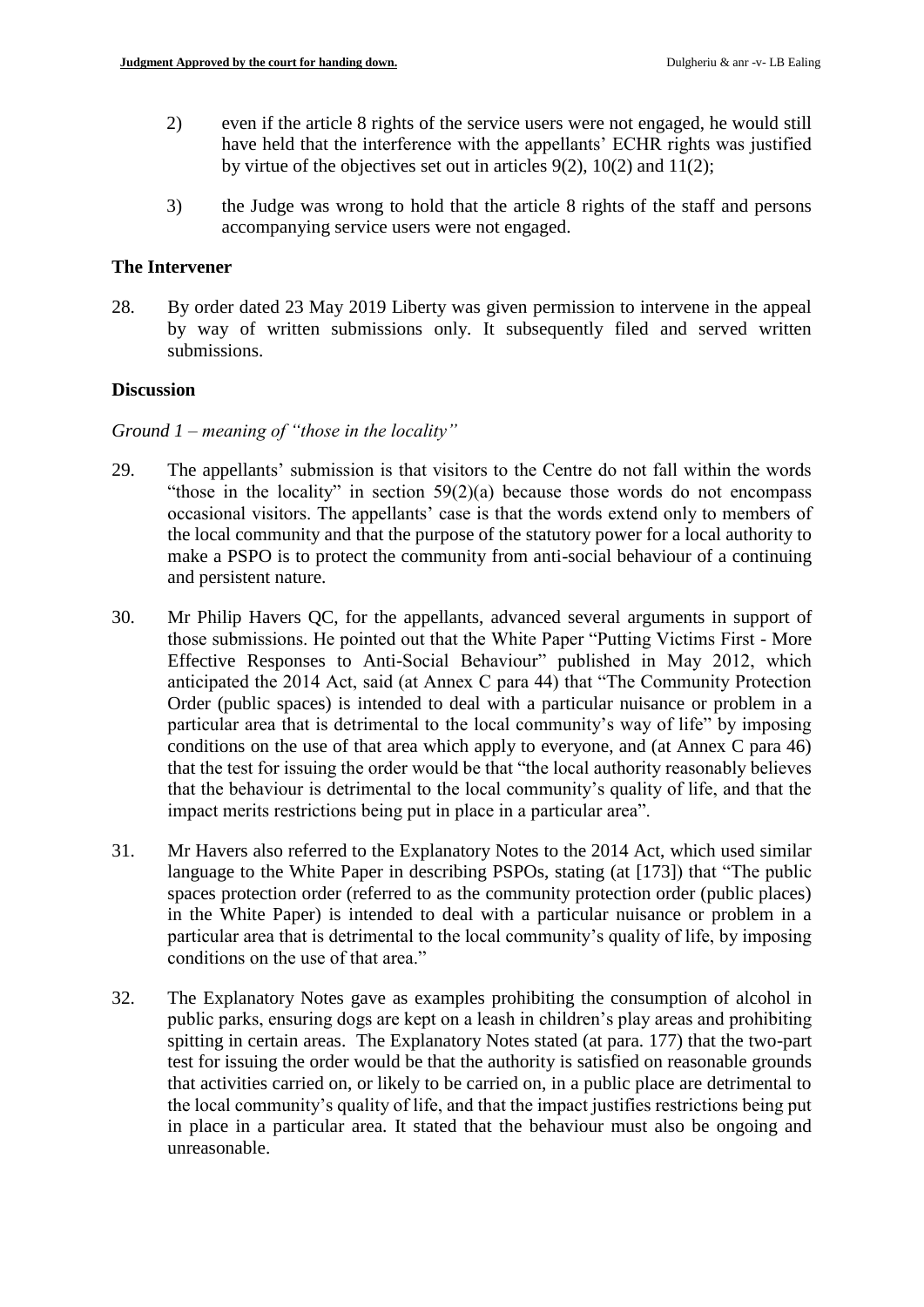2) even if the article 8 rights of the service users were not engaged, he would still have held that the interference with the appellants' ECHR rights was justified by virtue of the objectives set out in articles 9(2), 10(2) and 11(2);

3) the Judge was wrong to hold that the article 8 rights of the staff and persons accompanying service users were not engaged.

## The Intervener

28. By order dated 23 May 2019 Liberty was given permission to intervene in the appeal by way of written submissions only. It subsequently filed and served written submissions.

## Discussion

*Ground 1 – meaning of "those in the locality"*

29. The appellants' submission is that visitors to the Centre do not fall within the words "those in the locality" in section 59(2)(a) because those words do not encompass occasional visitors. The appellants' case is that the words extend only to members of the local community and that the purpose of the statutory power for a local authority to make a PSPO is to protect the community from anti-social behaviour of a continuing and persistent nature.

30. Mr Philip Havers QC, for the appellants, advanced several arguments in support of those submissions. He pointed out that the White Paper "Putting Victims First - More Effective Responses to Anti-Social Behaviour" published in May 2012, which anticipated the 2014 Act, said (at Annex C para 44) that "The Community Protection Order (public spaces) is intended to deal with a particular nuisance or problem in a particular area that is detrimental to the local community's way of life" by imposing conditions on the use of that area which apply to everyone, and (at Annex C para 46) that the test for issuing the order would be that "the local authority reasonably believes that the behaviour is detrimental to the local community's quality of life, and that the impact merits restrictions being put in place in a particular area".

31. Mr Havers also referred to the Explanatory Notes to the 2014 Act, which used similar language to the White Paper in describing PSPOs, stating (at [173]) that "The public spaces protection order (referred to as the community protection order (public places) in the White Paper) is intended to deal with a particular nuisance or problem in a particular area that is detrimental to the local community's quality of life, by imposing conditions on the use of that area."

32. The Explanatory Notes gave as examples prohibiting the consumption of alcohol in public parks, ensuring dogs are kept on a leash in children's play areas and prohibiting spitting in certain areas. The Explanatory Notes stated (at para. 177) that the two-part test for issuing the order would be that the authority is satisfied on reasonable grounds that activities carried on, or likely to be carried on, in a public place are detrimental to the local community's quality of life, and that the impact justifies restrictions being put in place in a particular area. It stated that the behaviour must also be ongoing and unreasonable.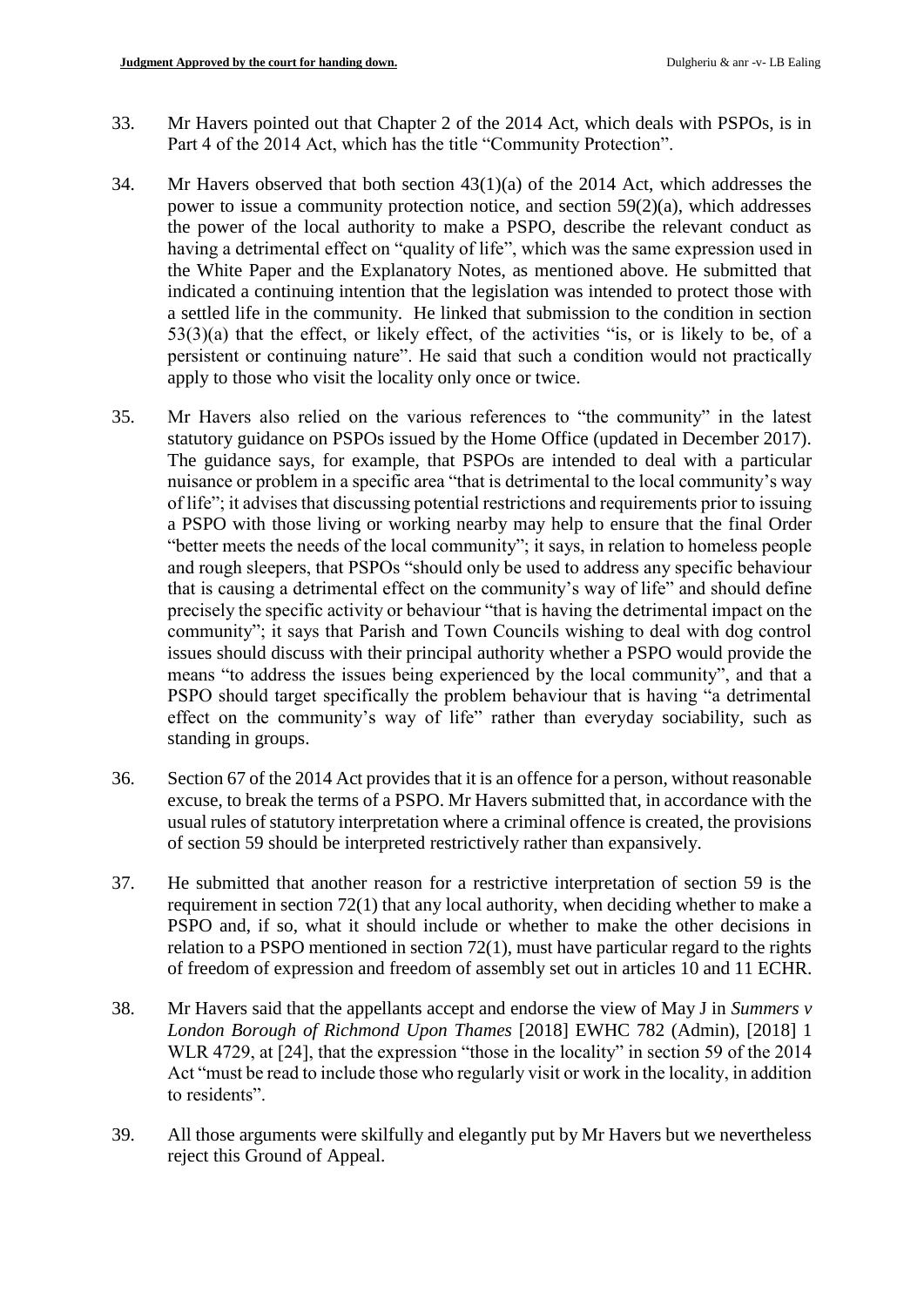33. Mr Havers pointed out that Chapter 2 of the 2014 Act, which deals with PSPOs, is in Part 4 of the 2014 Act, which has the title "Community Protection".

34. Mr Havers observed that both section 43(1)(a) of the 2014 Act, which addresses the power to issue a community protection notice, and section 59(2)(a), which addresses the power of the local authority to make a PSPO, describe the relevant conduct as having a detrimental effect on "quality of life", which was the same expression used in the White Paper and the Explanatory Notes, as mentioned above. He submitted that indicated a continuing intention that the legislation was intended to protect those with a settled life in the community. He linked that submission to the condition in section 53(3)(a) that the effect, or likely effect, of the activities "is, or is likely to be, of a persistent or continuing nature". He said that such a condition would not practically apply to those who visit the locality only once or twice.

35. Mr Havers also relied on the various references to "the community" in the latest statutory guidance on PSPOs issued by the Home Office (updated in December 2017). The guidance says, for example, that PSPOs are intended to deal with a particular nuisance or problem in a specific area "that is detrimental to the local community's way of life"; it advises that discussing potential restrictions and requirements prior to issuing a PSPO with those living or working nearby may help to ensure that the final Order "better meets the needs of the local community"; it says, in relation to homeless people and rough sleepers, that PSPOs "should only be used to address any specific behaviour that is causing a detrimental effect on the community's way of life" and should define precisely the specific activity or behaviour "that is having the detrimental impact on the community"; it says that Parish and Town Councils wishing to deal with dog control issues should discuss with their principal authority whether a PSPO would provide the means "to address the issues being experienced by the local community", and that a PSPO should target specifically the problem behaviour that is having "a detrimental effect on the community's way of life" rather than everyday sociability, such as standing in groups.

36. Section 67 of the 2014 Act provides that it is an offence for a person, without reasonable excuse, to break the terms of a PSPO. Mr Havers submitted that, in accordance with the usual rules of statutory interpretation where a criminal offence is created, the provisions of section 59 should be interpreted restrictively rather than expansively.

37. He submitted that another reason for a restrictive interpretation of section 59 is the requirement in section 72(1) that any local authority, when deciding whether to make a PSPO and, if so, what it should include or whether to make the other decisions in relation to a PSPO mentioned in section 72(1), must have particular regard to the rights of freedom of expression and freedom of assembly set out in articles 10 and 11 ECHR.

38. Mr Havers said that the appellants accept and endorse the view of May J in *Summers v London Borough of Richmond Upon Thames* [2018] EWHC 782 (Admin), [2018] 1 WLR 4729, at [24], that the expression "those in the locality" in section 59 of the 2014 Act "must be read to include those who regularly visit or work in the locality, in addition to residents".

39. All those arguments were skilfully and elegantly put by Mr Havers but we nevertheless reject this Ground of Appeal.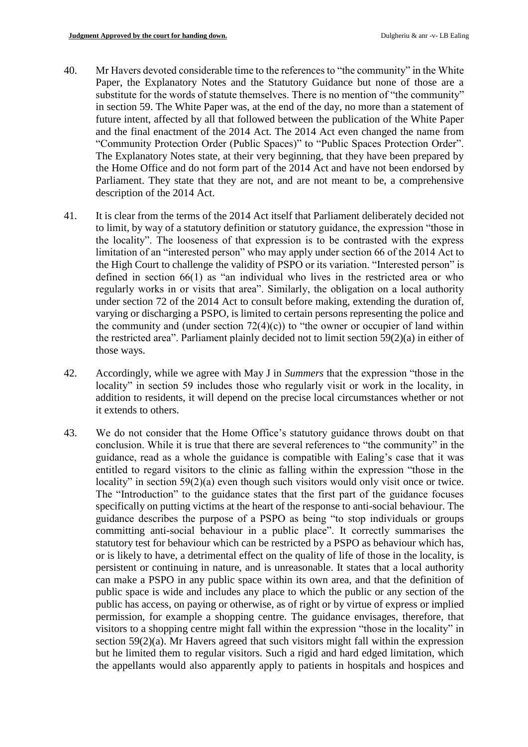40. Mr Havers devoted considerable time to the references to "the community" in the White Paper, the Explanatory Notes and the Statutory Guidance but none of those are a substitute for the words of statute themselves. There is no mention of "the community" in section 59. The White Paper was, at the end of the day, no more than a statement of future intent, affected by all that followed between the publication of the White Paper and the final enactment of the 2014 Act. The 2014 Act even changed the name from "Community Protection Order (Public Spaces)" to "Public Spaces Protection Order". The Explanatory Notes state, at their very beginning, that they have been prepared by the Home Office and do not form part of the 2014 Act and have not been endorsed by Parliament. They state that they are not, and are not meant to be, a comprehensive description of the 2014 Act.

41. It is clear from the terms of the 2014 Act itself that Parliament deliberately decided not to limit, by way of a statutory definition or statutory guidance, the expression "those in the locality". The looseness of that expression is to be contrasted with the express limitation of an "interested person" who may apply under section 66 of the 2014 Act to the High Court to challenge the validity of PSPO or its variation. "Interested person" is defined in section 66(1) as "an individual who lives in the restricted area or who regularly works in or visits that area". Similarly, the obligation on a local authority under section 72 of the 2014 Act to consult before making, extending the duration of, varying or discharging a PSPO, is limited to certain persons representing the police and the community and (under section 72(4)(c)) to "the owner or occupier of land within the restricted area". Parliament plainly decided not to limit section 59(2)(a) in either of those ways.

42. Accordingly, while we agree with May J in *Summers* that the expression "those in the locality" in section 59 includes those who regularly visit or work in the locality, in addition to residents, it will depend on the precise local circumstances whether or not it extends to others.

43. We do not consider that the Home Office's statutory guidance throws doubt on that conclusion. While it is true that there are several references to "the community" in the guidance, read as a whole the guidance is compatible with Ealing's case that it was entitled to regard visitors to the clinic as falling within the expression "those in the locality" in section 59(2)(a) even though such visitors would only visit once or twice. The "Introduction" to the guidance states that the first part of the guidance focuses specifically on putting victims at the heart of the response to anti-social behaviour. The guidance describes the purpose of a PSPO as being "to stop individuals or groups committing anti-social behaviour in a public place". It correctly summarises the statutory test for behaviour which can be restricted by a PSPO as behaviour which has, or is likely to have, a detrimental effect on the quality of life of those in the locality, is persistent or continuing in nature, and is unreasonable. It states that a local authority can make a PSPO in any public space within its own area, and that the definition of public space is wide and includes any place to which the public or any section of the public has access, on paying or otherwise, as of right or by virtue of express or implied permission, for example a shopping centre. The guidance envisages, therefore, that visitors to a shopping centre might fall within the expression "those in the locality" in section 59(2)(a). Mr Havers agreed that such visitors might fall within the expression but he limited them to regular visitors. Such a rigid and hard edged limitation, which the appellants would also apparently apply to patients in hospitals and hospices and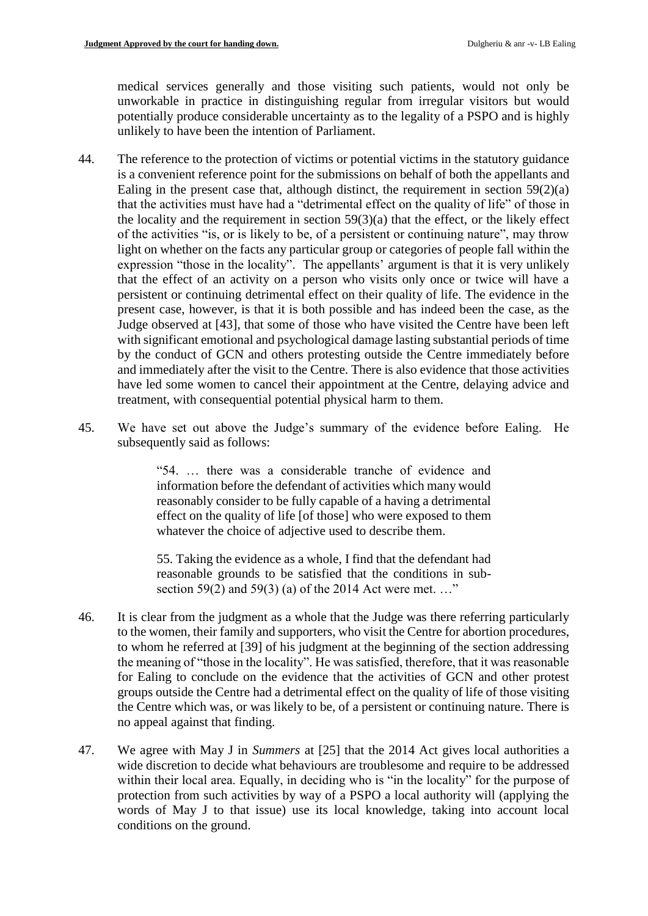medical services generally and those visiting such patients, would not only be unworkable in practice in distinguishing regular from irregular visitors but would potentially produce considerable uncertainty as to the legality of a PSPO and is highly unlikely to have been the intention of Parliament.

44. The reference to the protection of victims or potential victims in the statutory guidance is a convenient reference point for the submissions on behalf of both the appellants and Ealing in the present case that, although distinct, the requirement in section 59(2)(a) that the activities must have had a "detrimental effect on the quality of life" of those in the locality and the requirement in section 59(3)(a) that the effect, or the likely effect of the activities "is, or is likely to be, of a persistent or continuing nature", may throw light on whether on the facts any particular group or categories of people fall within the expression "those in the locality". The appellants' argument is that it is very unlikely that the effect of an activity on a person who visits only once or twice will have a persistent or continuing detrimental effect on their quality of life. The evidence in the present case, however, is that it is both possible and has indeed been the case, as the Judge observed at [43], that some of those who have visited the Centre have been left with significant emotional and psychological damage lasting substantial periods of time by the conduct of GCN and others protesting outside the Centre immediately before and immediately after the visit to the Centre. There is also evidence that those activities have led some women to cancel their appointment at the Centre, delaying advice and treatment, with consequential potential physical harm to them.

45. We have set out above the Judge's summary of the evidence before Ealing. He subsequently said as follows:

> "54. … there was a considerable tranche of evidence and information before the defendant of activities which many would reasonably consider to be fully capable of a having a detrimental effect on the quality of life [of those] who were exposed to them whatever the choice of adjective used to describe them.
>
> 55. Taking the evidence as a whole, I find that the defendant had reasonable grounds to be satisfied that the conditions in sub-section 59(2) and 59(3) (a) of the 2014 Act were met. …"

46. It is clear from the judgment as a whole that the Judge was there referring particularly to the women, their family and supporters, who visit the Centre for abortion procedures, to whom he referred at [39] of his judgment at the beginning of the section addressing the meaning of "those in the locality". He was satisfied, therefore, that it was reasonable for Ealing to conclude on the evidence that the activities of GCN and other protest groups outside the Centre had a detrimental effect on the quality of life of those visiting the Centre which was, or was likely to be, of a persistent or continuing nature. There is no appeal against that finding.

47. We agree with May J in *Summers* at [25] that the 2014 Act gives local authorities a wide discretion to decide what behaviours are troublesome and require to be addressed within their local area. Equally, in deciding who is "in the locality" for the purpose of protection from such activities by way of a PSPO a local authority will (applying the words of May J to that issue) use its local knowledge, taking into account local conditions on the ground.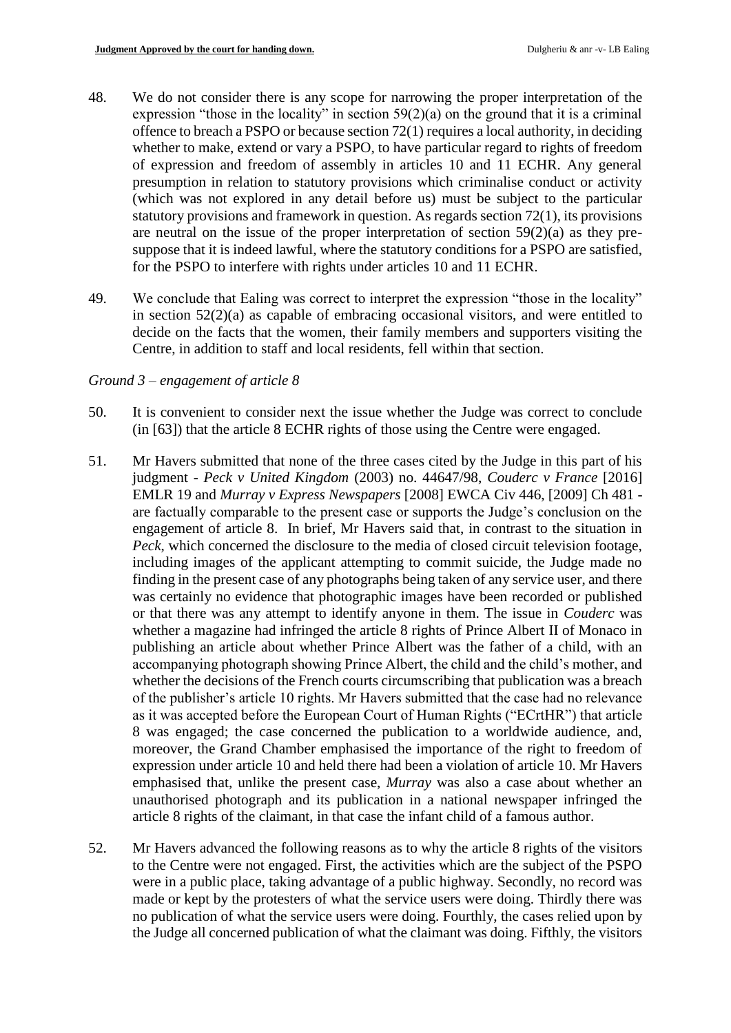48. We do not consider there is any scope for narrowing the proper interpretation of the expression "those in the locality" in section 59(2)(a) on the ground that it is a criminal offence to breach a PSPO or because section 72(1) requires a local authority, in deciding whether to make, extend or vary a PSPO, to have particular regard to rights of freedom of expression and freedom of assembly in articles 10 and 11 ECHR. Any general presumption in relation to statutory provisions which criminalise conduct or activity (which was not explored in any detail before us) must be subject to the particular statutory provisions and framework in question. As regards section 72(1), its provisions are neutral on the issue of the proper interpretation of section 59(2)(a) as they pre-suppose that it is indeed lawful, where the statutory conditions for a PSPO are satisfied, for the PSPO to interfere with rights under articles 10 and 11 ECHR.

49. We conclude that Ealing was correct to interpret the expression "those in the locality" in section 52(2)(a) as capable of embracing occasional visitors, and were entitled to decide on the facts that the women, their family members and supporters visiting the Centre, in addition to staff and local residents, fell within that section.

*Ground 3 – engagement of article 8*

50. It is convenient to consider next the issue whether the Judge was correct to conclude (in [63]) that the article 8 ECHR rights of those using the Centre were engaged.

51. Mr Havers submitted that none of the three cases cited by the Judge in this part of his judgment - *Peck v United Kingdom* (2003) no. 44647/98, *Couderc v France* [2016] EMLR 19 and *Murray v Express Newspapers* [2008] EWCA Civ 446, [2009] Ch 481 - are factually comparable to the present case or supports the Judge's conclusion on the engagement of article 8. In brief, Mr Havers said that, in contrast to the situation in *Peck*, which concerned the disclosure to the media of closed circuit television footage, including images of the applicant attempting to commit suicide, the Judge made no finding in the present case of any photographs being taken of any service user, and there was certainly no evidence that photographic images have been recorded or published or that there was any attempt to identify anyone in them. The issue in *Couderc* was whether a magazine had infringed the article 8 rights of Prince Albert II of Monaco in publishing an article about whether Prince Albert was the father of a child, with an accompanying photograph showing Prince Albert, the child and the child's mother, and whether the decisions of the French courts circumscribing that publication was a breach of the publisher's article 10 rights. Mr Havers submitted that the case had no relevance as it was accepted before the European Court of Human Rights ("ECrtHR") that article 8 was engaged; the case concerned the publication to a worldwide audience, and, moreover, the Grand Chamber emphasised the importance of the right to freedom of expression under article 10 and held there had been a violation of article 10. Mr Havers emphasised that, unlike the present case, *Murray* was also a case about whether an unauthorised photograph and its publication in a national newspaper infringed the article 8 rights of the claimant, in that case the infant child of a famous author.

52. Mr Havers advanced the following reasons as to why the article 8 rights of the visitors to the Centre were not engaged. First, the activities which are the subject of the PSPO were in a public place, taking advantage of a public highway. Secondly, no record was made or kept by the protesters of what the service users were doing. Thirdly there was no publication of what the service users were doing. Fourthly, the cases relied upon by the Judge all concerned publication of what the claimant was doing. Fifthly, the visitors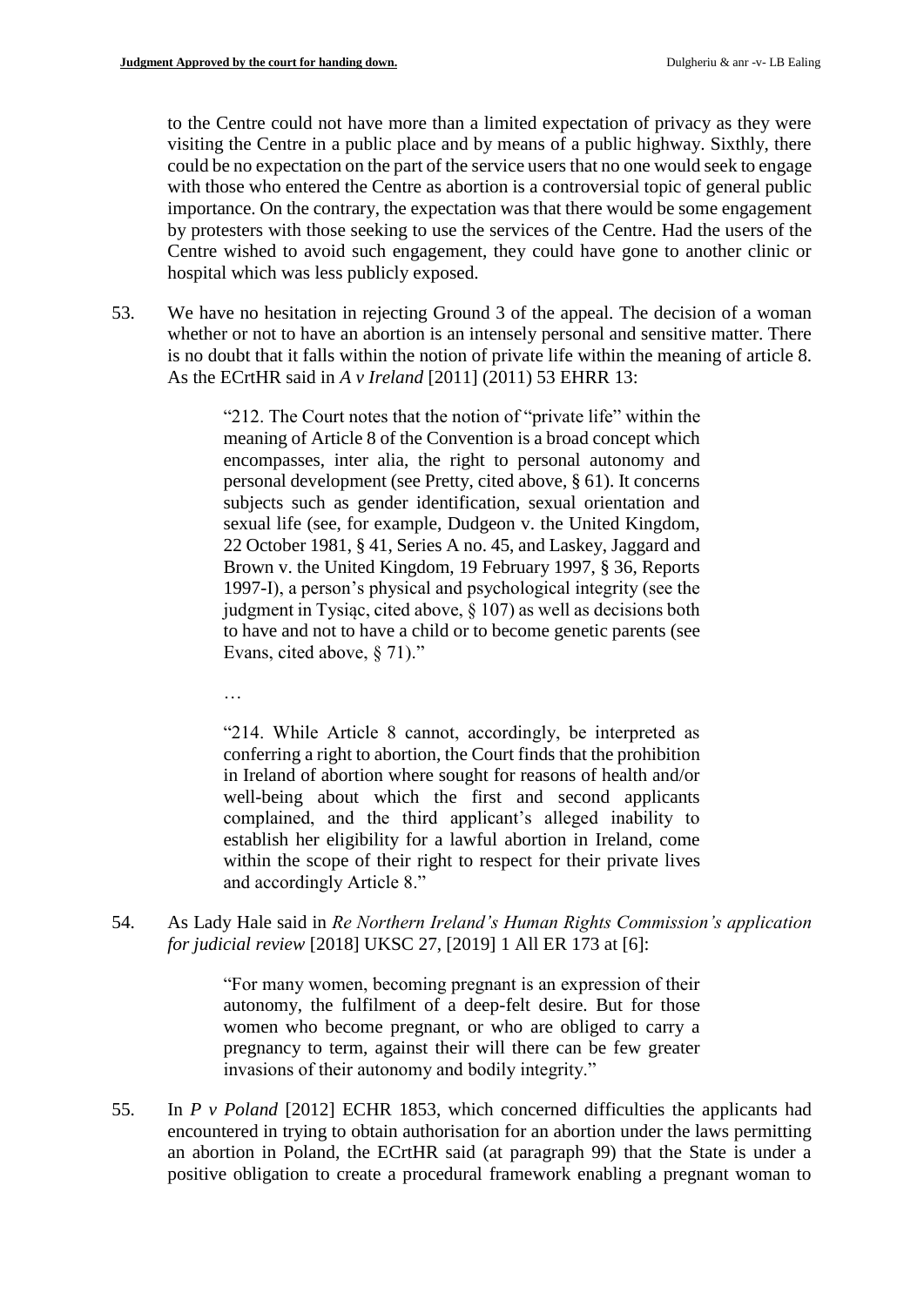to the Centre could not have more than a limited expectation of privacy as they were visiting the Centre in a public place and by means of a public highway. Sixthly, there could be no expectation on the part of the service users that no one would seek to engage with those who entered the Centre as abortion is a controversial topic of general public importance. On the contrary, the expectation was that there would be some engagement by protesters with those seeking to use the services of the Centre. Had the users of the Centre wished to avoid such engagement, they could have gone to another clinic or hospital which was less publicly exposed.

53. We have no hesitation in rejecting Ground 3 of the appeal. The decision of a woman whether or not to have an abortion is an intensely personal and sensitive matter. There is no doubt that it falls within the notion of private life within the meaning of article 8. As the ECrtHR said in *A v Ireland* [2011] (2011) 53 EHRR 13:

> "212. The Court notes that the notion of "private life" within the meaning of Article 8 of the Convention is a broad concept which encompasses, inter alia, the right to personal autonomy and personal development (see Pretty, cited above, § 61). It concerns subjects such as gender identification, sexual orientation and sexual life (see, for example, Dudgeon v. the United Kingdom, 22 October 1981, § 41, Series A no. 45, and Laskey, Jaggard and Brown v. the United Kingdom, 19 February 1997, § 36, Reports 1997-I), a person's physical and psychological integrity (see the judgment in Tysiąc, cited above, § 107) as well as decisions both to have and not to have a child or to become genetic parents (see Evans, cited above, § 71)."
>
> …
>
> "214. While Article 8 cannot, accordingly, be interpreted as conferring a right to abortion, the Court finds that the prohibition in Ireland of abortion where sought for reasons of health and/or well-being about which the first and second applicants complained, and the third applicant's alleged inability to establish her eligibility for a lawful abortion in Ireland, come within the scope of their right to respect for their private lives and accordingly Article 8."

54. As Lady Hale said in *Re Northern Ireland's Human Rights Commission's application for judicial review* [2018] UKSC 27, [2019] 1 All ER 173 at [6]:

> "For many women, becoming pregnant is an expression of their autonomy, the fulfilment of a deep-felt desire. But for those women who become pregnant, or who are obliged to carry a pregnancy to term, against their will there can be few greater invasions of their autonomy and bodily integrity."

55. In *P v Poland* [2012] ECHR 1853, which concerned difficulties the applicants had encountered in trying to obtain authorisation for an abortion under the laws permitting an abortion in Poland, the ECrtHR said (at paragraph 99) that the State is under a positive obligation to create a procedural framework enabling a pregnant woman to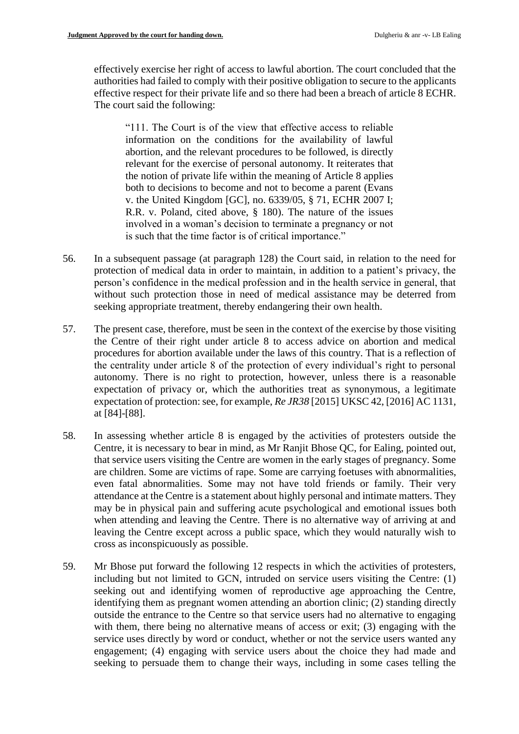effectively exercise her right of access to lawful abortion. The court concluded that the authorities had failed to comply with their positive obligation to secure to the applicants effective respect for their private life and so there had been a breach of article 8 ECHR. The court said the following:

> "111. The Court is of the view that effective access to reliable information on the conditions for the availability of lawful abortion, and the relevant procedures to be followed, is directly relevant for the exercise of personal autonomy. It reiterates that the notion of private life within the meaning of Article 8 applies both to decisions to become and not to become a parent (Evans v. the United Kingdom [GC], no. 6339/05, § 71, ECHR 2007 I; R.R. v. Poland, cited above, § 180). The nature of the issues involved in a woman's decision to terminate a pregnancy or not is such that the time factor is of critical importance."

56. In a subsequent passage (at paragraph 128) the Court said, in relation to the need for protection of medical data in order to maintain, in addition to a patient's privacy, the person's confidence in the medical profession and in the health service in general, that without such protection those in need of medical assistance may be deterred from seeking appropriate treatment, thereby endangering their own health.

57. The present case, therefore, must be seen in the context of the exercise by those visiting the Centre of their right under article 8 to access advice on abortion and medical procedures for abortion available under the laws of this country. That is a reflection of the centrality under article 8 of the protection of every individual's right to personal autonomy. There is no right to protection, however, unless there is a reasonable expectation of privacy or, which the authorities treat as synonymous, a legitimate expectation of protection: see, for example, *Re JR38* [2015] UKSC 42, [2016] AC 1131, at [84]-[88].

58. In assessing whether article 8 is engaged by the activities of protesters outside the Centre, it is necessary to bear in mind, as Mr Ranjit Bhose QC, for Ealing, pointed out, that service users visiting the Centre are women in the early stages of pregnancy. Some are children. Some are victims of rape. Some are carrying foetuses with abnormalities, even fatal abnormalities. Some may not have told friends or family. Their very attendance at the Centre is a statement about highly personal and intimate matters. They may be in physical pain and suffering acute psychological and emotional issues both when attending and leaving the Centre. There is no alternative way of arriving at and leaving the Centre except across a public space, which they would naturally wish to cross as inconspicuously as possible.

59. Mr Bhose put forward the following 12 respects in which the activities of protesters, including but not limited to GCN, intruded on service users visiting the Centre: (1) seeking out and identifying women of reproductive age approaching the Centre, identifying them as pregnant women attending an abortion clinic; (2) standing directly outside the entrance to the Centre so that service users had no alternative to engaging with them, there being no alternative means of access or exit; (3) engaging with the service uses directly by word or conduct, whether or not the service users wanted any engagement; (4) engaging with service users about the choice they had made and seeking to persuade them to change their ways, including in some cases telling the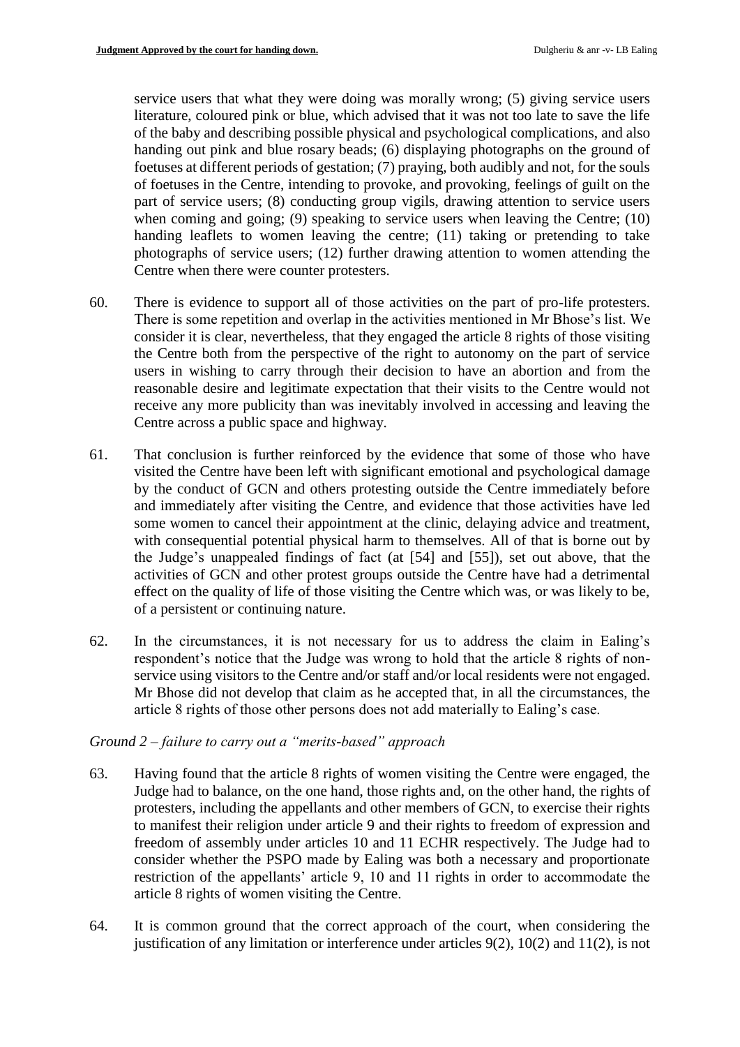service users that what they were doing was morally wrong; (5) giving service users literature, coloured pink or blue, which advised that it was not too late to save the life of the baby and describing possible physical and psychological complications, and also handing out pink and blue rosary beads; (6) displaying photographs on the ground of foetuses at different periods of gestation; (7) praying, both audibly and not, for the souls of foetuses in the Centre, intending to provoke, and provoking, feelings of guilt on the part of service users; (8) conducting group vigils, drawing attention to service users when coming and going; (9) speaking to service users when leaving the Centre; (10) handing leaflets to women leaving the centre; (11) taking or pretending to take photographs of service users; (12) further drawing attention to women attending the Centre when there were counter protesters.

60. There is evidence to support all of those activities on the part of pro-life protesters. There is some repetition and overlap in the activities mentioned in Mr Bhose's list. We consider it is clear, nevertheless, that they engaged the article 8 rights of those visiting the Centre both from the perspective of the right to autonomy on the part of service users in wishing to carry through their decision to have an abortion and from the reasonable desire and legitimate expectation that their visits to the Centre would not receive any more publicity than was inevitably involved in accessing and leaving the Centre across a public space and highway.

61. That conclusion is further reinforced by the evidence that some of those who have visited the Centre have been left with significant emotional and psychological damage by the conduct of GCN and others protesting outside the Centre immediately before and immediately after visiting the Centre, and evidence that those activities have led some women to cancel their appointment at the clinic, delaying advice and treatment, with consequential potential physical harm to themselves. All of that is borne out by the Judge's unappealed findings of fact (at [54] and [55]), set out above, that the activities of GCN and other protest groups outside the Centre have had a detrimental effect on the quality of life of those visiting the Centre which was, or was likely to be, of a persistent or continuing nature.

62. In the circumstances, it is not necessary for us to address the claim in Ealing's respondent's notice that the Judge was wrong to hold that the article 8 rights of non-service using visitors to the Centre and/or staff and/or local residents were not engaged. Mr Bhose did not develop that claim as he accepted that, in all the circumstances, the article 8 rights of those other persons does not add materially to Ealing's case.

*Ground 2 – failure to carry out a "merits-based" approach*

63. Having found that the article 8 rights of women visiting the Centre were engaged, the Judge had to balance, on the one hand, those rights and, on the other hand, the rights of protesters, including the appellants and other members of GCN, to exercise their rights to manifest their religion under article 9 and their rights to freedom of expression and freedom of assembly under articles 10 and 11 ECHR respectively. The Judge had to consider whether the PSPO made by Ealing was both a necessary and proportionate restriction of the appellants' article 9, 10 and 11 rights in order to accommodate the article 8 rights of women visiting the Centre.

64. It is common ground that the correct approach of the court, when considering the justification of any limitation or interference under articles 9(2), 10(2) and 11(2), is not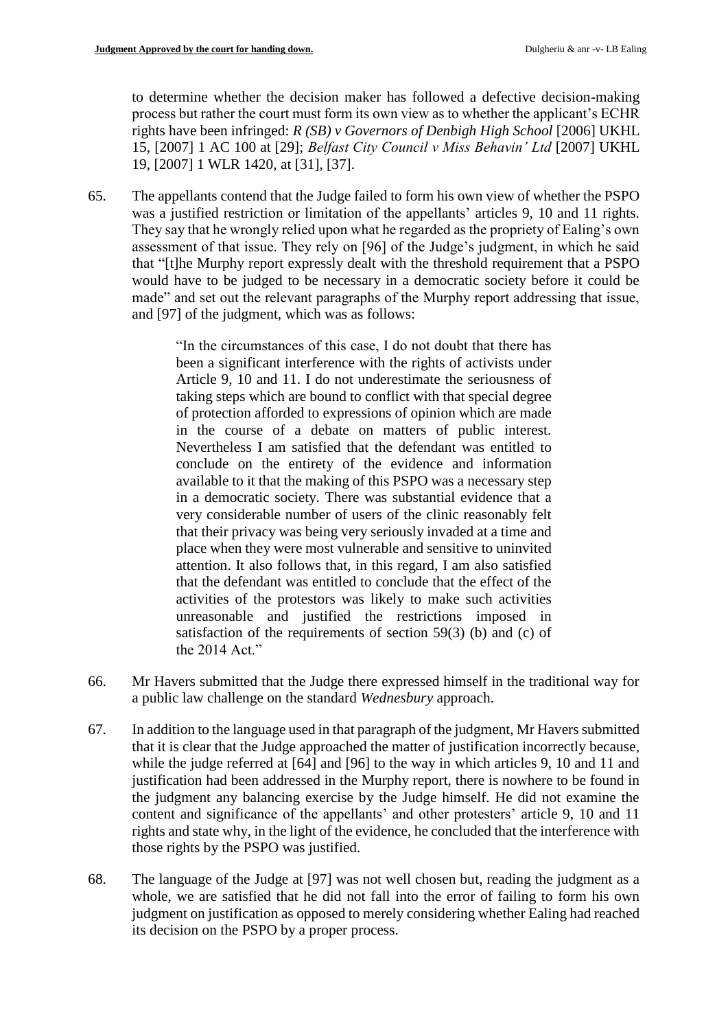to determine whether the decision maker has followed a defective decision-making process but rather the court must form its own view as to whether the applicant's ECHR rights have been infringed: *R (SB) v Governors of Denbigh High School* [2006] UKHL 15, [2007] 1 AC 100 at [29]; *Belfast City Council v Miss Behavin' Ltd* [2007] UKHL 19, [2007] 1 WLR 1420, at [31], [37].

65. The appellants contend that the Judge failed to form his own view of whether the PSPO was a justified restriction or limitation of the appellants' articles 9, 10 and 11 rights. They say that he wrongly relied upon what he regarded as the propriety of Ealing's own assessment of that issue. They rely on [96] of the Judge's judgment, in which he said that "[t]he Murphy report expressly dealt with the threshold requirement that a PSPO would have to be judged to be necessary in a democratic society before it could be made" and set out the relevant paragraphs of the Murphy report addressing that issue, and [97] of the judgment, which was as follows:

> "In the circumstances of this case, I do not doubt that there has been a significant interference with the rights of activists under Article 9, 10 and 11. I do not underestimate the seriousness of taking steps which are bound to conflict with that special degree of protection afforded to expressions of opinion which are made in the course of a debate on matters of public interest. Nevertheless I am satisfied that the defendant was entitled to conclude on the entirety of the evidence and information available to it that the making of this PSPO was a necessary step in a democratic society. There was substantial evidence that a very considerable number of users of the clinic reasonably felt that their privacy was being very seriously invaded at a time and place when they were most vulnerable and sensitive to uninvited attention. It also follows that, in this regard, I am also satisfied that the defendant was entitled to conclude that the effect of the activities of the protestors was likely to make such activities unreasonable and justified the restrictions imposed in satisfaction of the requirements of section 59(3) (b) and (c) of the 2014 Act."

66. Mr Havers submitted that the Judge there expressed himself in the traditional way for a public law challenge on the standard *Wednesbury* approach.

67. In addition to the language used in that paragraph of the judgment, Mr Havers submitted that it is clear that the Judge approached the matter of justification incorrectly because, while the judge referred at [64] and [96] to the way in which articles 9, 10 and 11 and justification had been addressed in the Murphy report, there is nowhere to be found in the judgment any balancing exercise by the Judge himself. He did not examine the content and significance of the appellants' and other protesters' article 9, 10 and 11 rights and state why, in the light of the evidence, he concluded that the interference with those rights by the PSPO was justified.

68. The language of the Judge at [97] was not well chosen but, reading the judgment as a whole, we are satisfied that he did not fall into the error of failing to form his own judgment on justification as opposed to merely considering whether Ealing had reached its decision on the PSPO by a proper process.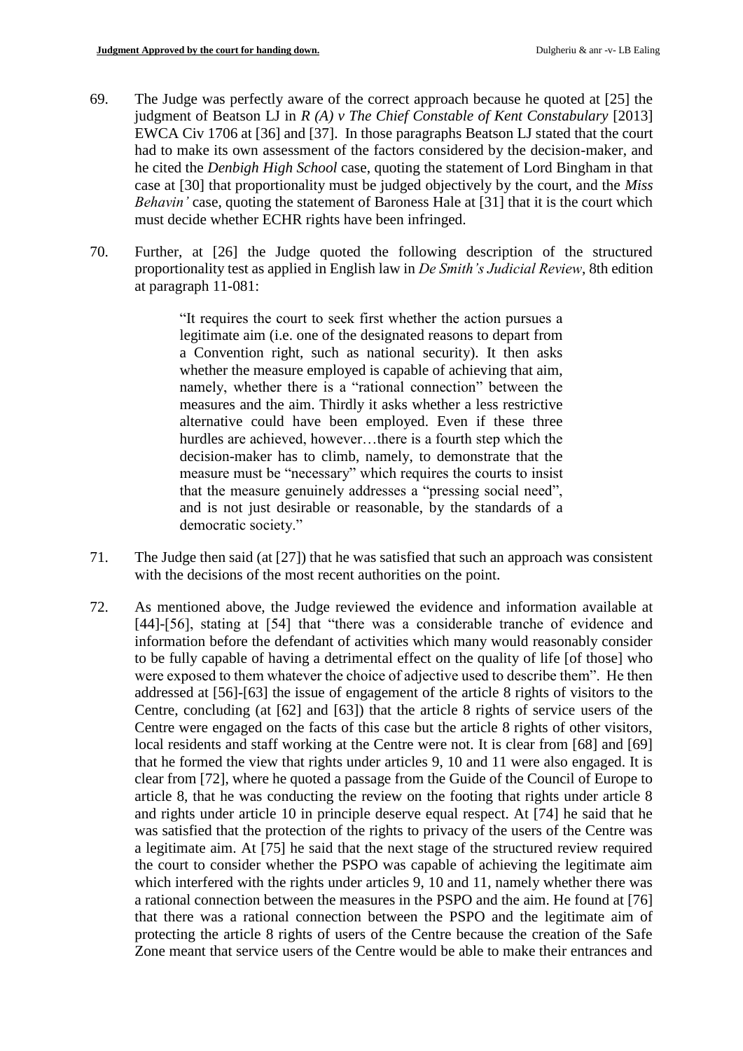69. The Judge was perfectly aware of the correct approach because he quoted at [25] the judgment of Beatson LJ in *R (A) v The Chief Constable of Kent Constabulary* [2013] EWCA Civ 1706 at [36] and [37]. In those paragraphs Beatson LJ stated that the court had to make its own assessment of the factors considered by the decision-maker, and he cited the *Denbigh High School* case, quoting the statement of Lord Bingham in that case at [30] that proportionality must be judged objectively by the court, and the *Miss Behavin'* case, quoting the statement of Baroness Hale at [31] that it is the court which must decide whether ECHR rights have been infringed.

70. Further, at [26] the Judge quoted the following description of the structured proportionality test as applied in English law in *De Smith's Judicial Review*, 8th edition at paragraph 11-081:

> "It requires the court to seek first whether the action pursues a legitimate aim (i.e. one of the designated reasons to depart from a Convention right, such as national security). It then asks whether the measure employed is capable of achieving that aim, namely, whether there is a "rational connection" between the measures and the aim. Thirdly it asks whether a less restrictive alternative could have been employed. Even if these three hurdles are achieved, however…there is a fourth step which the decision-maker has to climb, namely, to demonstrate that the measure must be "necessary" which requires the courts to insist that the measure genuinely addresses a "pressing social need", and is not just desirable or reasonable, by the standards of a democratic society."

71. The Judge then said (at [27]) that he was satisfied that such an approach was consistent with the decisions of the most recent authorities on the point.

72. As mentioned above, the Judge reviewed the evidence and information available at [44]-[56], stating at [54] that "there was a considerable tranche of evidence and information before the defendant of activities which many would reasonably consider to be fully capable of having a detrimental effect on the quality of life [of those] who were exposed to them whatever the choice of adjective used to describe them". He then addressed at [56]-[63] the issue of engagement of the article 8 rights of visitors to the Centre, concluding (at [62] and [63]) that the article 8 rights of service users of the Centre were engaged on the facts of this case but the article 8 rights of other visitors, local residents and staff working at the Centre were not. It is clear from [68] and [69] that he formed the view that rights under articles 9, 10 and 11 were also engaged. It is clear from [72], where he quoted a passage from the Guide of the Council of Europe to article 8, that he was conducting the review on the footing that rights under article 8 and rights under article 10 in principle deserve equal respect. At [74] he said that he was satisfied that the protection of the rights to privacy of the users of the Centre was a legitimate aim. At [75] he said that the next stage of the structured review required the court to consider whether the PSPO was capable of achieving the legitimate aim which interfered with the rights under articles 9, 10 and 11, namely whether there was a rational connection between the measures in the PSPO and the aim. He found at [76] that there was a rational connection between the PSPO and the legitimate aim of protecting the article 8 rights of users of the Centre because the creation of the Safe Zone meant that service users of the Centre would be able to make their entrances and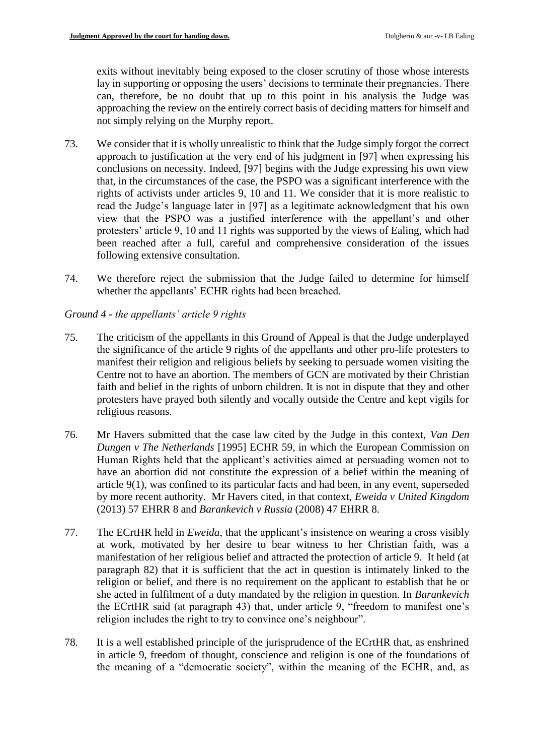exits without inevitably being exposed to the closer scrutiny of those whose interests lay in supporting or opposing the users' decisions to terminate their pregnancies. There can, therefore, be no doubt that up to this point in his analysis the Judge was approaching the review on the entirely correct basis of deciding matters for himself and not simply relying on the Murphy report.

73. We consider that it is wholly unrealistic to think that the Judge simply forgot the correct approach to justification at the very end of his judgment in [97] when expressing his conclusions on necessity. Indeed, [97] begins with the Judge expressing his own view that, in the circumstances of the case, the PSPO was a significant interference with the rights of activists under articles 9, 10 and 11. We consider that it is more realistic to read the Judge's language later in [97] as a legitimate acknowledgment that his own view that the PSPO was a justified interference with the appellant's and other protesters' article 9, 10 and 11 rights was supported by the views of Ealing, which had been reached after a full, careful and comprehensive consideration of the issues following extensive consultation.

74. We therefore reject the submission that the Judge failed to determine for himself whether the appellants' ECHR rights had been breached.

*Ground 4 - the appellants' article 9 rights*

75. The criticism of the appellants in this Ground of Appeal is that the Judge underplayed the significance of the article 9 rights of the appellants and other pro-life protesters to manifest their religion and religious beliefs by seeking to persuade women visiting the Centre not to have an abortion. The members of GCN are motivated by their Christian faith and belief in the rights of unborn children. It is not in dispute that they and other protesters have prayed both silently and vocally outside the Centre and kept vigils for religious reasons.

76. Mr Havers submitted that the case law cited by the Judge in this context, *Van Den Dungen v The Netherlands* [1995] ECHR 59, in which the European Commission on Human Rights held that the applicant's activities aimed at persuading women not to have an abortion did not constitute the expression of a belief within the meaning of article 9(1), was confined to its particular facts and had been, in any event, superseded by more recent authority. Mr Havers cited, in that context, *Eweida v United Kingdom* (2013) 57 EHRR 8 and *Barankevich v Russia* (2008) 47 EHRR 8.

77. The ECrtHR held in *Eweida*, that the applicant's insistence on wearing a cross visibly at work, motivated by her desire to bear witness to her Christian faith, was a manifestation of her religious belief and attracted the protection of article 9. It held (at paragraph 82) that it is sufficient that the act in question is intimately linked to the religion or belief, and there is no requirement on the applicant to establish that he or she acted in fulfilment of a duty mandated by the religion in question. In *Barankevich* the ECrtHR said (at paragraph 43) that, under article 9, "freedom to manifest one's religion includes the right to try to convince one's neighbour".

78. It is a well established principle of the jurisprudence of the ECrtHR that, as enshrined in article 9, freedom of thought, conscience and religion is one of the foundations of the meaning of a "democratic society", within the meaning of the ECHR, and, as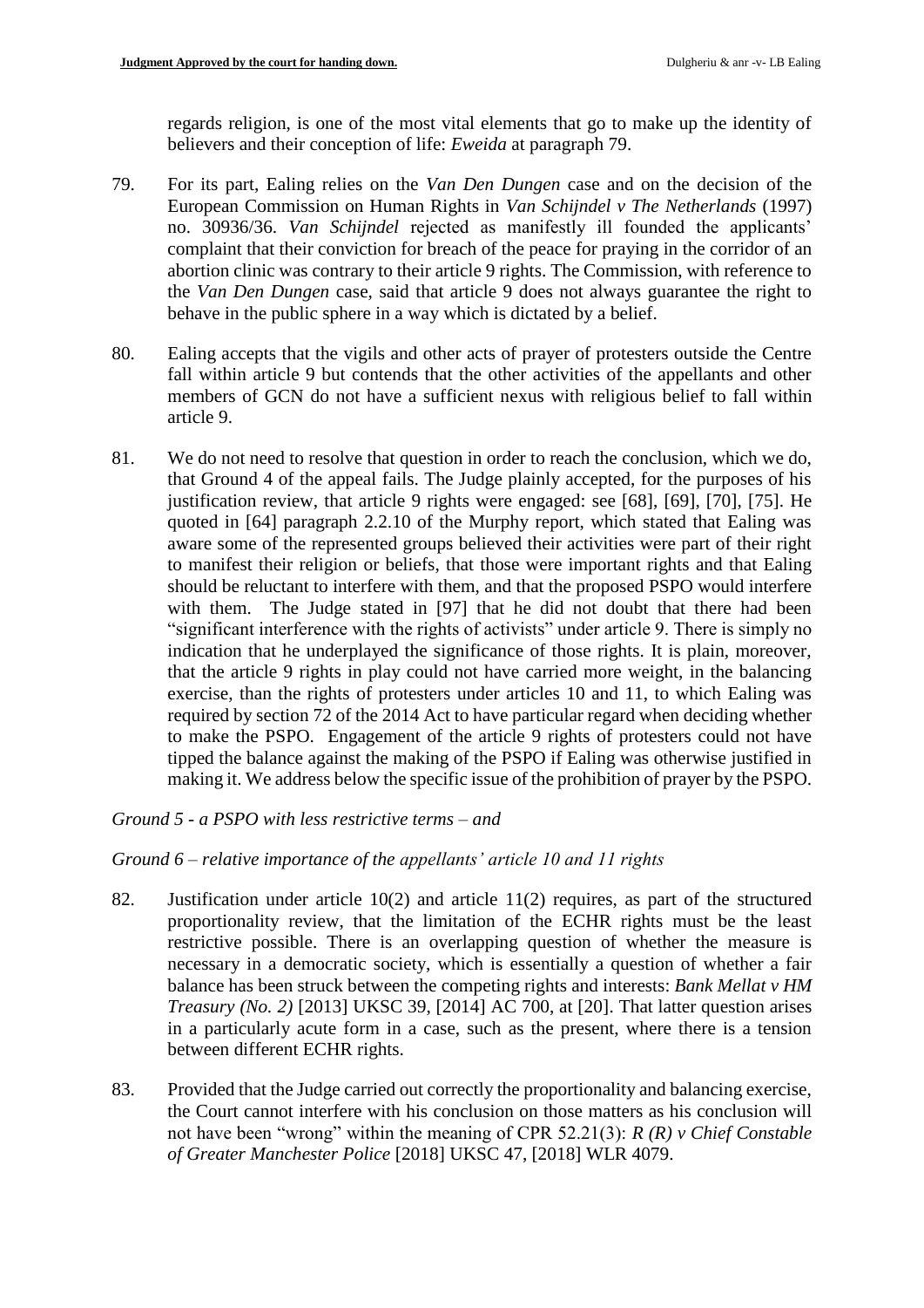regards religion, is one of the most vital elements that go to make up the identity of believers and their conception of life: *Eweida* at paragraph 79.

79. For its part, Ealing relies on the *Van Den Dungen* case and on the decision of the European Commission on Human Rights in *Van Schijndel v The Netherlands* (1997) no. 30936/36. *Van Schijndel* rejected as manifestly ill founded the applicants' complaint that their conviction for breach of the peace for praying in the corridor of an abortion clinic was contrary to their article 9 rights. The Commission, with reference to the *Van Den Dungen* case, said that article 9 does not always guarantee the right to behave in the public sphere in a way which is dictated by a belief.

80. Ealing accepts that the vigils and other acts of prayer of protesters outside the Centre fall within article 9 but contends that the other activities of the appellants and other members of GCN do not have a sufficient nexus with religious belief to fall within article 9.

81. We do not need to resolve that question in order to reach the conclusion, which we do, that Ground 4 of the appeal fails. The Judge plainly accepted, for the purposes of his justification review, that article 9 rights were engaged: see [68], [69], [70], [75]. He quoted in [64] paragraph 2.2.10 of the Murphy report, which stated that Ealing was aware some of the represented groups believed their activities were part of their right to manifest their religion or beliefs, that those were important rights and that Ealing should be reluctant to interfere with them, and that the proposed PSPO would interfere with them. The Judge stated in [97] that he did not doubt that there had been "significant interference with the rights of activists" under article 9. There is simply no indication that he underplayed the significance of those rights. It is plain, moreover, that the article 9 rights in play could not have carried more weight, in the balancing exercise, than the rights of protesters under articles 10 and 11, to which Ealing was required by section 72 of the 2014 Act to have particular regard when deciding whether to make the PSPO. Engagement of the article 9 rights of protesters could not have tipped the balance against the making of the PSPO if Ealing was otherwise justified in making it. We address below the specific issue of the prohibition of prayer by the PSPO.

*Ground 5 - a PSPO with less restrictive terms – and*

*Ground 6 – relative importance of the appellants' article 10 and 11 rights*

82. Justification under article 10(2) and article 11(2) requires, as part of the structured proportionality review, that the limitation of the ECHR rights must be the least restrictive possible. There is an overlapping question of whether the measure is necessary in a democratic society, which is essentially a question of whether a fair balance has been struck between the competing rights and interests: *Bank Mellat v HM Treasury (No. 2)* [2013] UKSC 39, [2014] AC 700, at [20]. That latter question arises in a particularly acute form in a case, such as the present, where there is a tension between different ECHR rights.

83. Provided that the Judge carried out correctly the proportionality and balancing exercise, the Court cannot interfere with his conclusion on those matters as his conclusion will not have been "wrong" within the meaning of CPR 52.21(3): *R (R) v Chief Constable of Greater Manchester Police* [2018] UKSC 47, [2018] WLR 4079.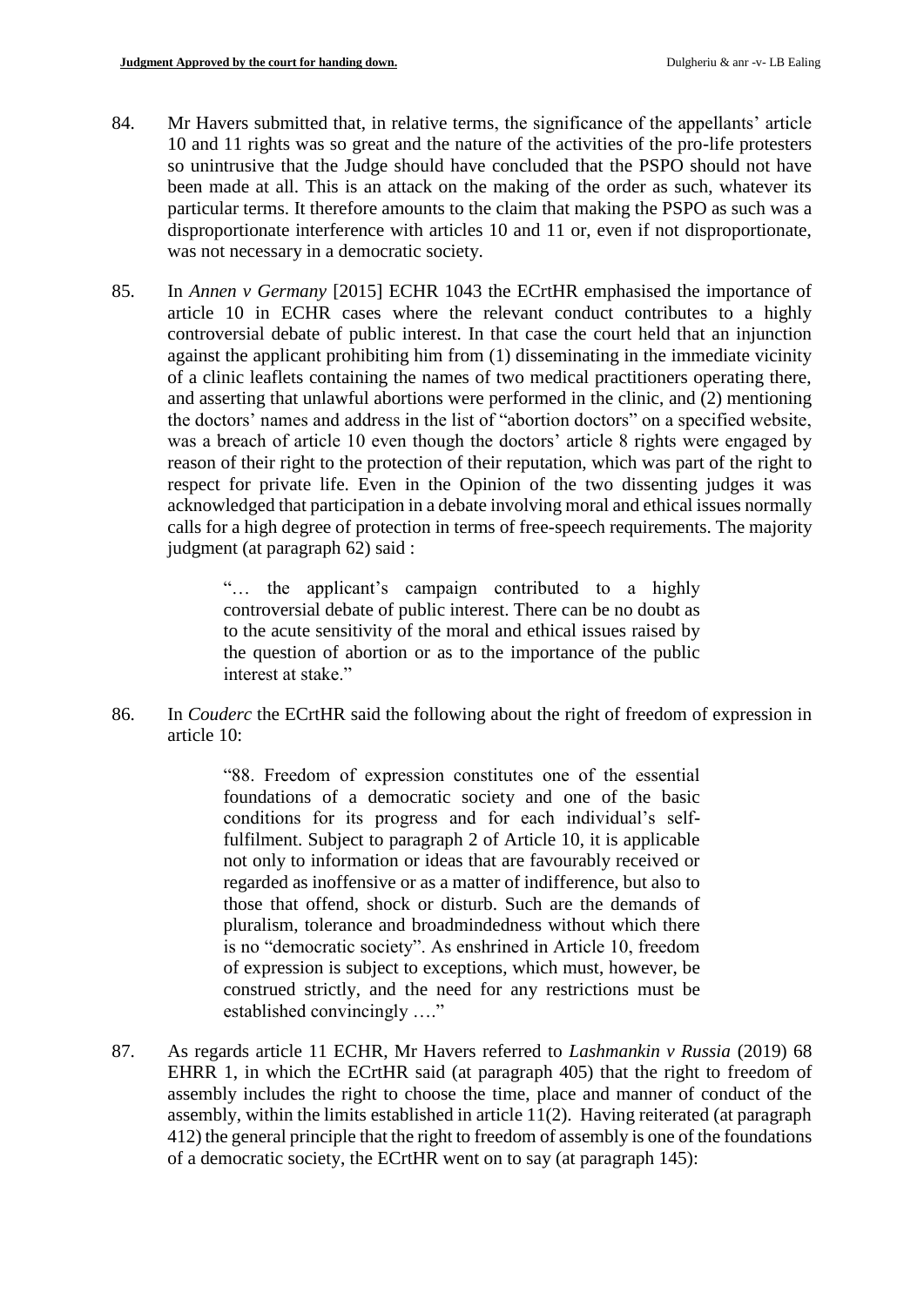84. Mr Havers submitted that, in relative terms, the significance of the appellants' article 10 and 11 rights was so great and the nature of the activities of the pro-life protesters so unintrusive that the Judge should have concluded that the PSPO should not have been made at all. This is an attack on the making of the order as such, whatever its particular terms. It therefore amounts to the claim that making the PSPO as such was a disproportionate interference with articles 10 and 11 or, even if not disproportionate, was not necessary in a democratic society.

85. In *Annen v Germany* [2015] ECHR 1043 the ECrtHR emphasised the importance of article 10 in ECHR cases where the relevant conduct contributes to a highly controversial debate of public interest. In that case the court held that an injunction against the applicant prohibiting him from (1) disseminating in the immediate vicinity of a clinic leaflets containing the names of two medical practitioners operating there, and asserting that unlawful abortions were performed in the clinic, and (2) mentioning the doctors' names and address in the list of "abortion doctors" on a specified website, was a breach of article 10 even though the doctors' article 8 rights were engaged by reason of their right to the protection of their reputation, which was part of the right to respect for private life. Even in the Opinion of the two dissenting judges it was acknowledged that participation in a debate involving moral and ethical issues normally calls for a high degree of protection in terms of free-speech requirements. The majority judgment (at paragraph 62) said :

> "… the applicant's campaign contributed to a highly controversial debate of public interest. There can be no doubt as to the acute sensitivity of the moral and ethical issues raised by the question of abortion or as to the importance of the public interest at stake."

86. In *Couderc* the ECrtHR said the following about the right of freedom of expression in article 10:

> "88. Freedom of expression constitutes one of the essential foundations of a democratic society and one of the basic conditions for its progress and for each individual's self-fulfilment. Subject to paragraph 2 of Article 10, it is applicable not only to information or ideas that are favourably received or regarded as inoffensive or as a matter of indifference, but also to those that offend, shock or disturb. Such are the demands of pluralism, tolerance and broadmindedness without which there is no "democratic society". As enshrined in Article 10, freedom of expression is subject to exceptions, which must, however, be construed strictly, and the need for any restrictions must be established convincingly …."

87. As regards article 11 ECHR, Mr Havers referred to *Lashmankin v Russia* (2019) 68 EHRR 1, in which the ECrtHR said (at paragraph 405) that the right to freedom of assembly includes the right to choose the time, place and manner of conduct of the assembly, within the limits established in article 11(2). Having reiterated (at paragraph 412) the general principle that the right to freedom of assembly is one of the foundations of a democratic society, the ECrtHR went on to say (at paragraph 145):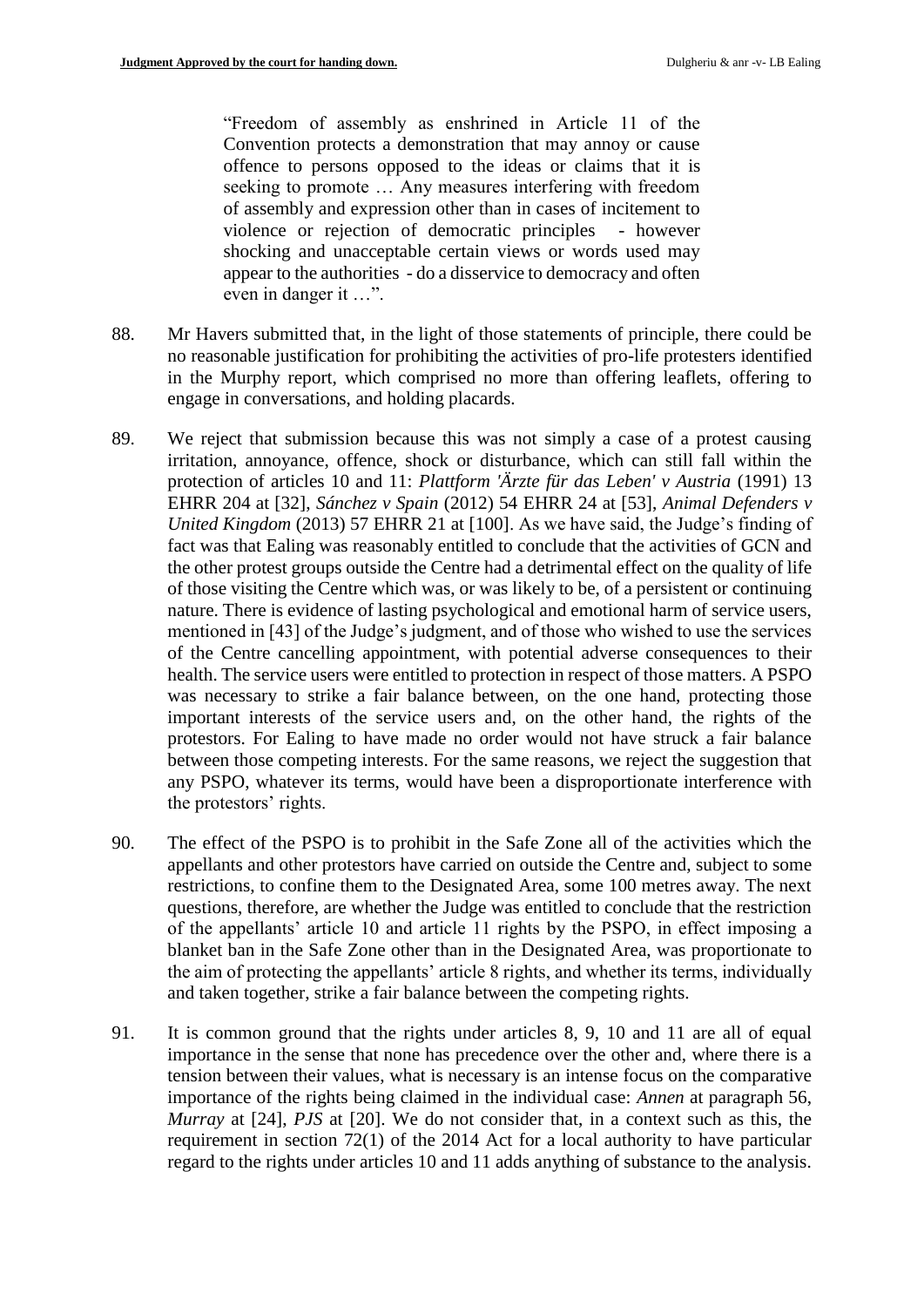> "Freedom of assembly as enshrined in Article 11 of the Convention protects a demonstration that may annoy or cause offence to persons opposed to the ideas or claims that it is seeking to promote … Any measures interfering with freedom of assembly and expression other than in cases of incitement to violence or rejection of democratic principles - however shocking and unacceptable certain views or words used may appear to the authorities - do a disservice to democracy and often even in danger it …".

88. Mr Havers submitted that, in the light of those statements of principle, there could be no reasonable justification for prohibiting the activities of pro-life protesters identified in the Murphy report, which comprised no more than offering leaflets, offering to engage in conversations, and holding placards.

89. We reject that submission because this was not simply a case of a protest causing irritation, annoyance, offence, shock or disturbance, which can still fall within the protection of articles 10 and 11: *Plattform 'Ärzte für das Leben' v Austria* (1991) 13 EHRR 204 at [32], *Sánchez v Spain* (2012) 54 EHRR 24 at [53], *Animal Defenders v United Kingdom* (2013) 57 EHRR 21 at [100]. As we have said, the Judge's finding of fact was that Ealing was reasonably entitled to conclude that the activities of GCN and the other protest groups outside the Centre had a detrimental effect on the quality of life of those visiting the Centre which was, or was likely to be, of a persistent or continuing nature. There is evidence of lasting psychological and emotional harm of service users, mentioned in [43] of the Judge's judgment, and of those who wished to use the services of the Centre cancelling appointment, with potential adverse consequences to their health. The service users were entitled to protection in respect of those matters. A PSPO was necessary to strike a fair balance between, on the one hand, protecting those important interests of the service users and, on the other hand, the rights of the protestors. For Ealing to have made no order would not have struck a fair balance between those competing interests. For the same reasons, we reject the suggestion that any PSPO, whatever its terms, would have been a disproportionate interference with the protestors' rights.

90. The effect of the PSPO is to prohibit in the Safe Zone all of the activities which the appellants and other protestors have carried on outside the Centre and, subject to some restrictions, to confine them to the Designated Area, some 100 metres away. The next questions, therefore, are whether the Judge was entitled to conclude that the restriction of the appellants' article 10 and article 11 rights by the PSPO, in effect imposing a blanket ban in the Safe Zone other than in the Designated Area, was proportionate to the aim of protecting the appellants' article 8 rights, and whether its terms, individually and taken together, strike a fair balance between the competing rights.

91. It is common ground that the rights under articles 8, 9, 10 and 11 are all of equal importance in the sense that none has precedence over the other and, where there is a tension between their values, what is necessary is an intense focus on the comparative importance of the rights being claimed in the individual case: *Annen* at paragraph 56, *Murray* at [24], *PJS* at [20]. We do not consider that, in a context such as this, the requirement in section 72(1) of the 2014 Act for a local authority to have particular regard to the rights under articles 10 and 11 adds anything of substance to the analysis.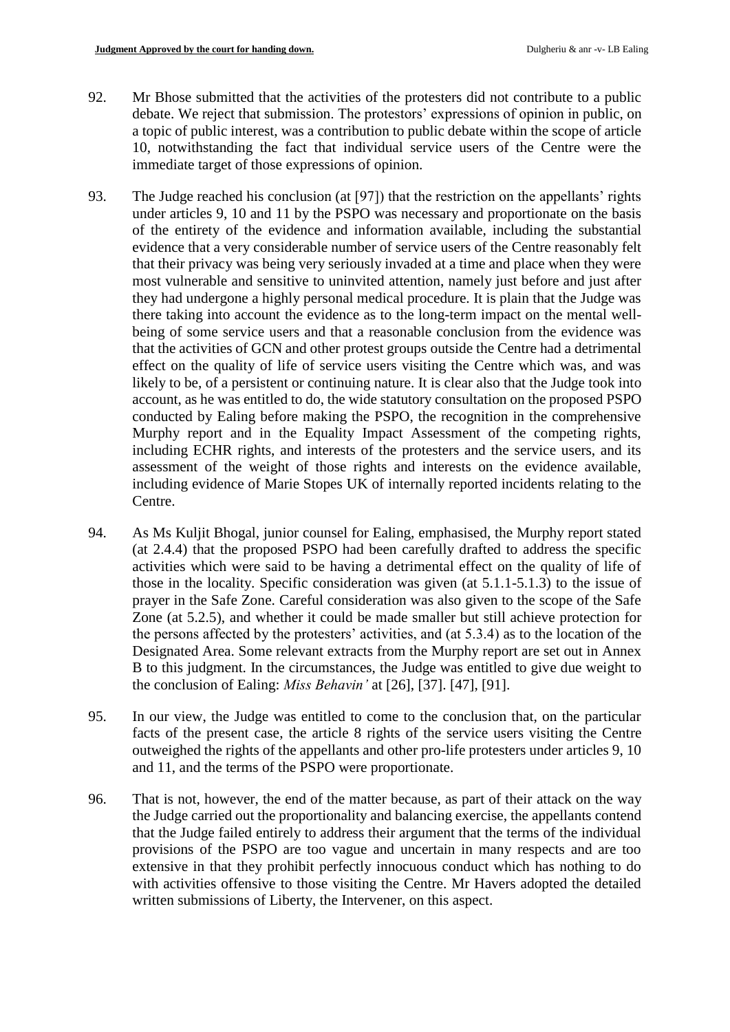92. Mr Bhose submitted that the activities of the protesters did not contribute to a public debate. We reject that submission. The protestors' expressions of opinion in public, on a topic of public interest, was a contribution to public debate within the scope of article 10, notwithstanding the fact that individual service users of the Centre were the immediate target of those expressions of opinion.

93. The Judge reached his conclusion (at [97]) that the restriction on the appellants' rights under articles 9, 10 and 11 by the PSPO was necessary and proportionate on the basis of the entirety of the evidence and information available, including the substantial evidence that a very considerable number of service users of the Centre reasonably felt that their privacy was being very seriously invaded at a time and place when they were most vulnerable and sensitive to uninvited attention, namely just before and just after they had undergone a highly personal medical procedure. It is plain that the Judge was there taking into account the evidence as to the long-term impact on the mental well-being of some service users and that a reasonable conclusion from the evidence was that the activities of GCN and other protest groups outside the Centre had a detrimental effect on the quality of life of service users visiting the Centre which was, and was likely to be, of a persistent or continuing nature. It is clear also that the Judge took into account, as he was entitled to do, the wide statutory consultation on the proposed PSPO conducted by Ealing before making the PSPO, the recognition in the comprehensive Murphy report and in the Equality Impact Assessment of the competing rights, including ECHR rights, and interests of the protesters and the service users, and its assessment of the weight of those rights and interests on the evidence available, including evidence of Marie Stopes UK of internally reported incidents relating to the Centre.

94. As Ms Kuljit Bhogal, junior counsel for Ealing, emphasised, the Murphy report stated (at 2.4.4) that the proposed PSPO had been carefully drafted to address the specific activities which were said to be having a detrimental effect on the quality of life of those in the locality. Specific consideration was given (at 5.1.1-5.1.3) to the issue of prayer in the Safe Zone. Careful consideration was also given to the scope of the Safe Zone (at 5.2.5), and whether it could be made smaller but still achieve protection for the persons affected by the protesters' activities, and (at 5.3.4) as to the location of the Designated Area. Some relevant extracts from the Murphy report are set out in Annex B to this judgment. In the circumstances, the Judge was entitled to give due weight to the conclusion of Ealing: *Miss Behavin'* at [26], [37]. [47], [91].

95. In our view, the Judge was entitled to come to the conclusion that, on the particular facts of the present case, the article 8 rights of the service users visiting the Centre outweighed the rights of the appellants and other pro-life protesters under articles 9, 10 and 11, and the terms of the PSPO were proportionate.

96. That is not, however, the end of the matter because, as part of their attack on the way the Judge carried out the proportionality and balancing exercise, the appellants contend that the Judge failed entirely to address their argument that the terms of the individual provisions of the PSPO are too vague and uncertain in many respects and are too extensive in that they prohibit perfectly innocuous conduct which has nothing to do with activities offensive to those visiting the Centre. Mr Havers adopted the detailed written submissions of Liberty, the Intervener, on this aspect.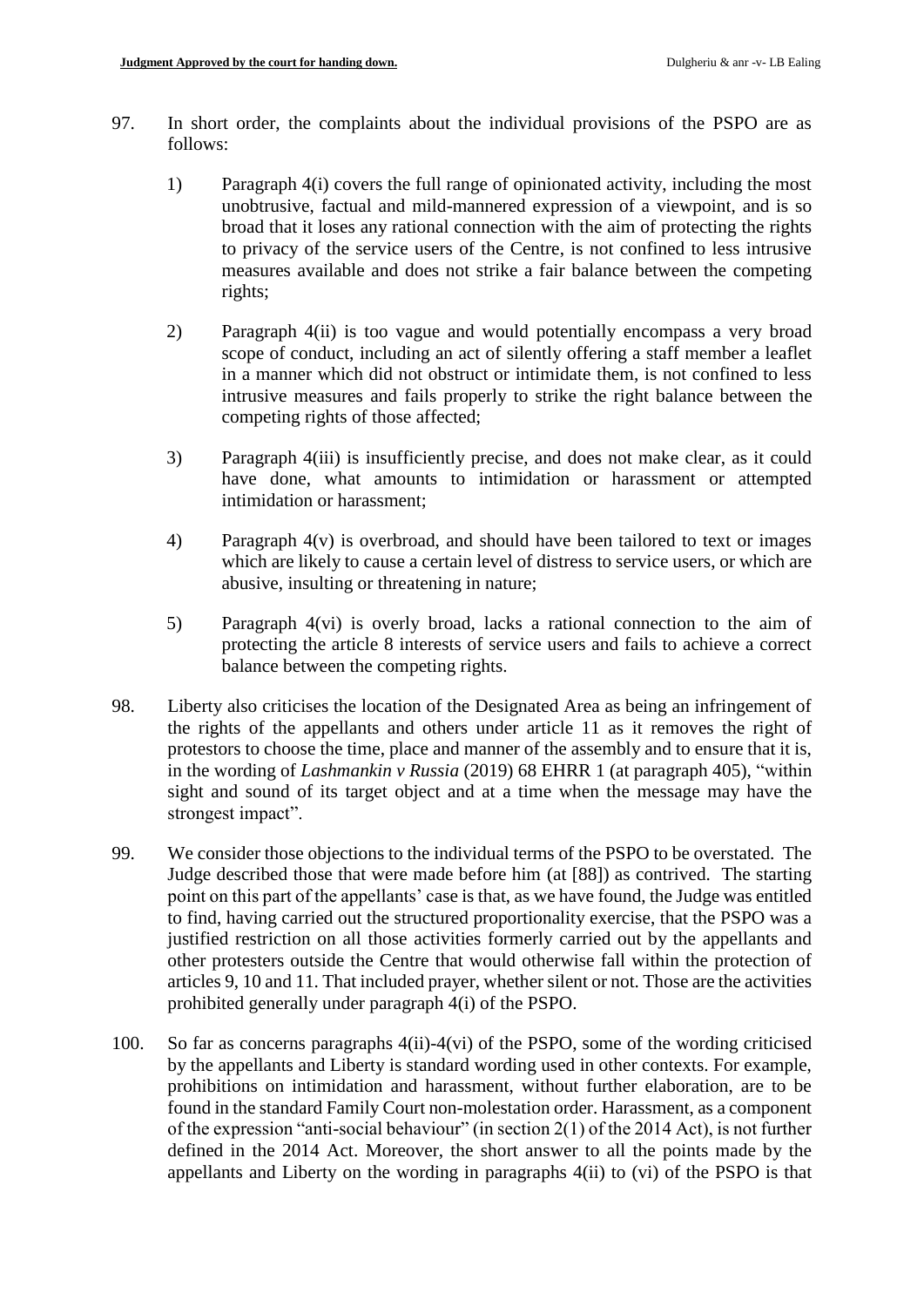97. In short order, the complaints about the individual provisions of the PSPO are as follows:

    1) Paragraph 4(i) covers the full range of opinionated activity, including the most unobtrusive, factual and mild-mannered expression of a viewpoint, and is so broad that it loses any rational connection with the aim of protecting the rights to privacy of the service users of the Centre, is not confined to less intrusive measures available and does not strike a fair balance between the competing rights;

    2) Paragraph 4(ii) is too vague and would potentially encompass a very broad scope of conduct, including an act of silently offering a staff member a leaflet in a manner which did not obstruct or intimidate them, is not confined to less intrusive measures and fails properly to strike the right balance between the competing rights of those affected;

    3) Paragraph 4(iii) is insufficiently precise, and does not make clear, as it could have done, what amounts to intimidation or harassment or attempted intimidation or harassment;

    4) Paragraph 4(v) is overbroad, and should have been tailored to text or images which are likely to cause a certain level of distress to service users, or which are abusive, insulting or threatening in nature;

    5) Paragraph 4(vi) is overly broad, lacks a rational connection to the aim of protecting the article 8 interests of service users and fails to achieve a correct balance between the competing rights.

98. Liberty also criticises the location of the Designated Area as being an infringement of the rights of the appellants and others under article 11 as it removes the right of protestors to choose the time, place and manner of the assembly and to ensure that it is, in the wording of *Lashmankin v Russia* (2019) 68 EHRR 1 (at paragraph 405), "within sight and sound of its target object and at a time when the message may have the strongest impact".

99. We consider those objections to the individual terms of the PSPO to be overstated. The Judge described those that were made before him (at [88]) as contrived. The starting point on this part of the appellants' case is that, as we have found, the Judge was entitled to find, having carried out the structured proportionality exercise, that the PSPO was a justified restriction on all those activities formerly carried out by the appellants and other protesters outside the Centre that would otherwise fall within the protection of articles 9, 10 and 11. That included prayer, whether silent or not. Those are the activities prohibited generally under paragraph 4(i) of the PSPO.

100. So far as concerns paragraphs 4(ii)-4(vi) of the PSPO, some of the wording criticised by the appellants and Liberty is standard wording used in other contexts. For example, prohibitions on intimidation and harassment, without further elaboration, are to be found in the standard Family Court non-molestation order. Harassment, as a component of the expression "anti-social behaviour" (in section 2(1) of the 2014 Act), is not further defined in the 2014 Act. Moreover, the short answer to all the points made by the appellants and Liberty on the wording in paragraphs 4(ii) to (vi) of the PSPO is that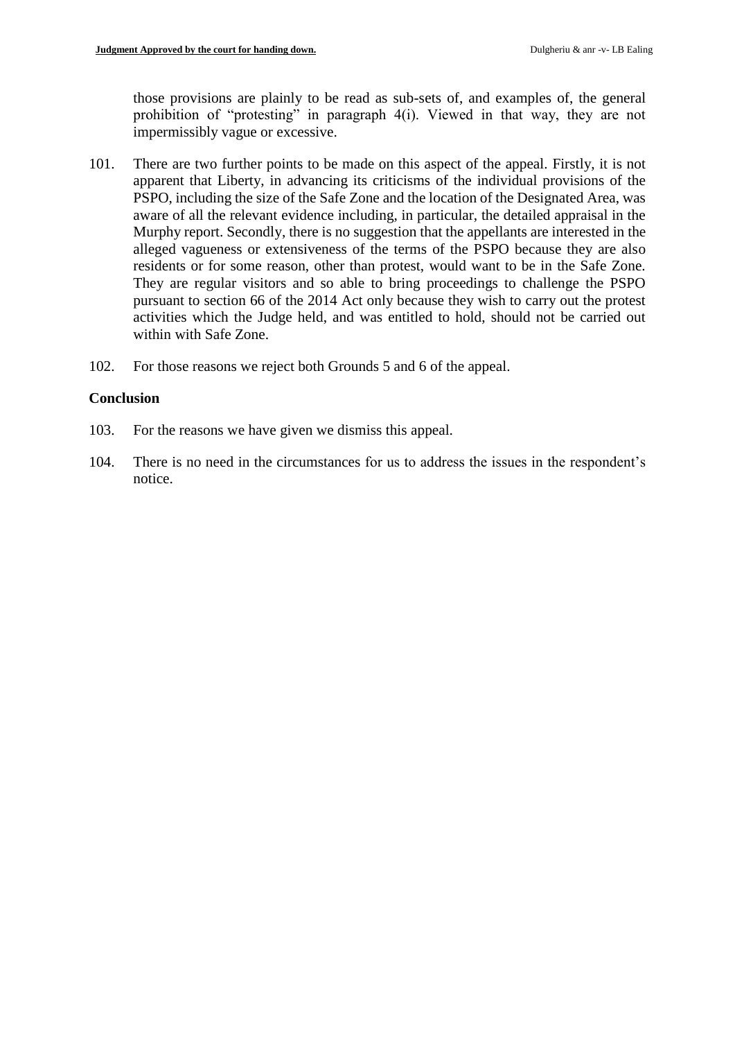those provisions are plainly to be read as sub-sets of, and examples of, the general prohibition of "protesting" in paragraph 4(i). Viewed in that way, they are not impermissibly vague or excessive.

101. There are two further points to be made on this aspect of the appeal. Firstly, it is not apparent that Liberty, in advancing its criticisms of the individual provisions of the PSPO, including the size of the Safe Zone and the location of the Designated Area, was aware of all the relevant evidence including, in particular, the detailed appraisal in the Murphy report. Secondly, there is no suggestion that the appellants are interested in the alleged vagueness or extensiveness of the terms of the PSPO because they are also residents or for some reason, other than protest, would want to be in the Safe Zone. They are regular visitors and so able to bring proceedings to challenge the PSPO pursuant to section 66 of the 2014 Act only because they wish to carry out the protest activities which the Judge held, and was entitled to hold, should not be carried out within with Safe Zone.

102. For those reasons we reject both Grounds 5 and 6 of the appeal.

## Conclusion

103. For the reasons we have given we dismiss this appeal.

104. There is no need in the circumstances for us to address the issues in the respondent's notice.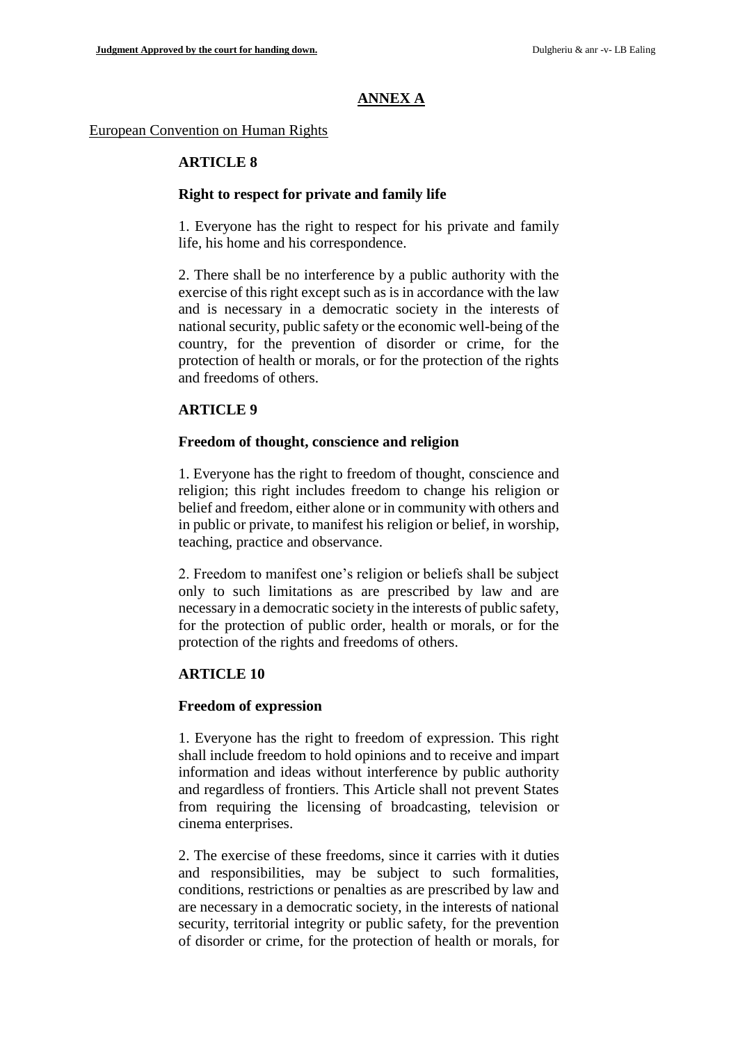## ANNEX A

European Convention on Human Rights

### ARTICLE 8

**Right to respect for private and family life**

1. Everyone has the right to respect for his private and family life, his home and his correspondence.

2. There shall be no interference by a public authority with the exercise of this right except such as is in accordance with the law and is necessary in a democratic society in the interests of national security, public safety or the economic well-being of the country, for the prevention of disorder or crime, for the protection of health or morals, or for the protection of the rights and freedoms of others.

### ARTICLE 9

**Freedom of thought, conscience and religion**

1. Everyone has the right to freedom of thought, conscience and religion; this right includes freedom to change his religion or belief and freedom, either alone or in community with others and in public or private, to manifest his religion or belief, in worship, teaching, practice and observance.

2. Freedom to manifest one's religion or beliefs shall be subject only to such limitations as are prescribed by law and are necessary in a democratic society in the interests of public safety, for the protection of public order, health or morals, or for the protection of the rights and freedoms of others.

### ARTICLE 10

**Freedom of expression**

1. Everyone has the right to freedom of expression. This right shall include freedom to hold opinions and to receive and impart information and ideas without interference by public authority and regardless of frontiers. This Article shall not prevent States from requiring the licensing of broadcasting, television or cinema enterprises.

2. The exercise of these freedoms, since it carries with it duties and responsibilities, may be subject to such formalities, conditions, restrictions or penalties as are prescribed by law and are necessary in a democratic society, in the interests of national security, territorial integrity or public safety, for the prevention of disorder or crime, for the protection of health or morals, for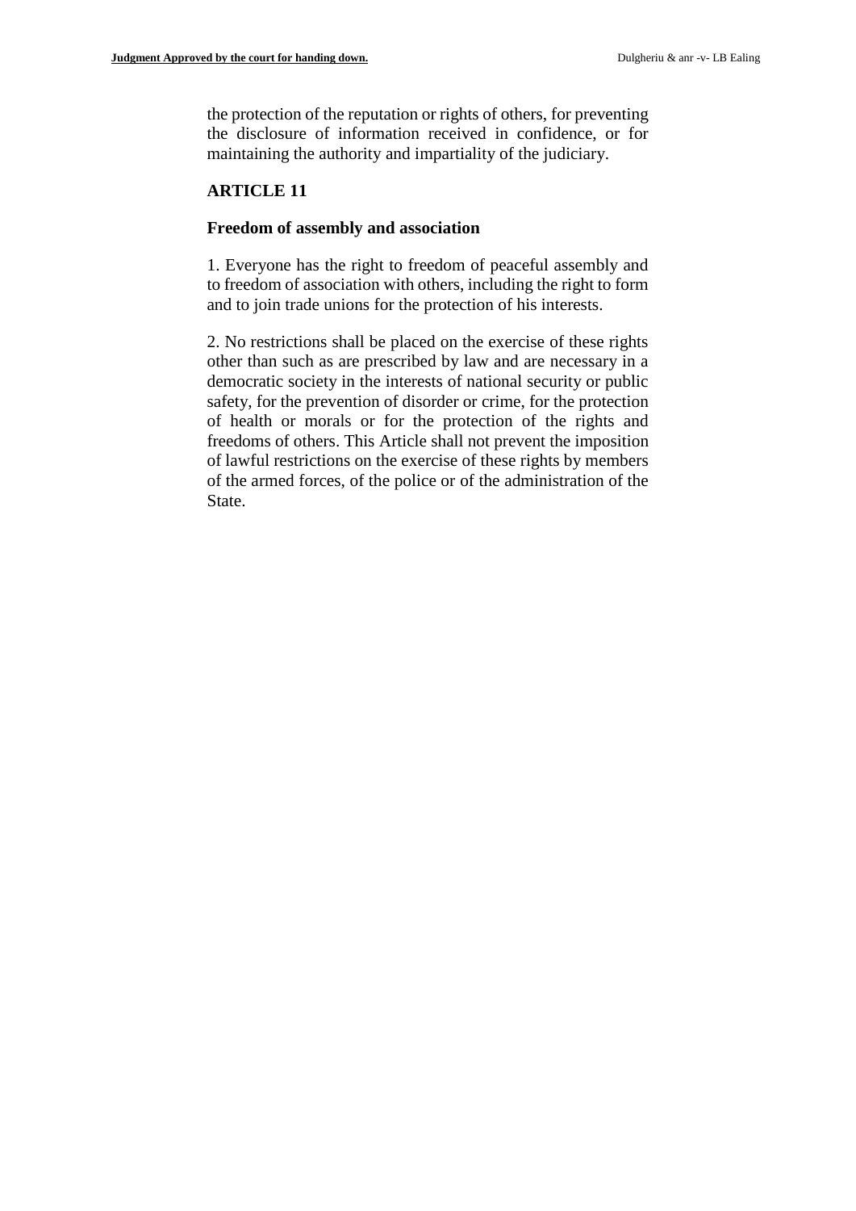the protection of the reputation or rights of others, for preventing the disclosure of information received in confidence, or for maintaining the authority and impartiality of the judiciary.

**ARTICLE 11**

**Freedom of assembly and association**

1. Everyone has the right to freedom of peaceful assembly and to freedom of association with others, including the right to form and to join trade unions for the protection of his interests.

2. No restrictions shall be placed on the exercise of these rights other than such as are prescribed by law and are necessary in a democratic society in the interests of national security or public safety, for the prevention of disorder or crime, for the protection of health or morals or for the protection of the rights and freedoms of others. This Article shall not prevent the imposition of lawful restrictions on the exercise of these rights by members of the armed forces, of the police or of the administration of the State.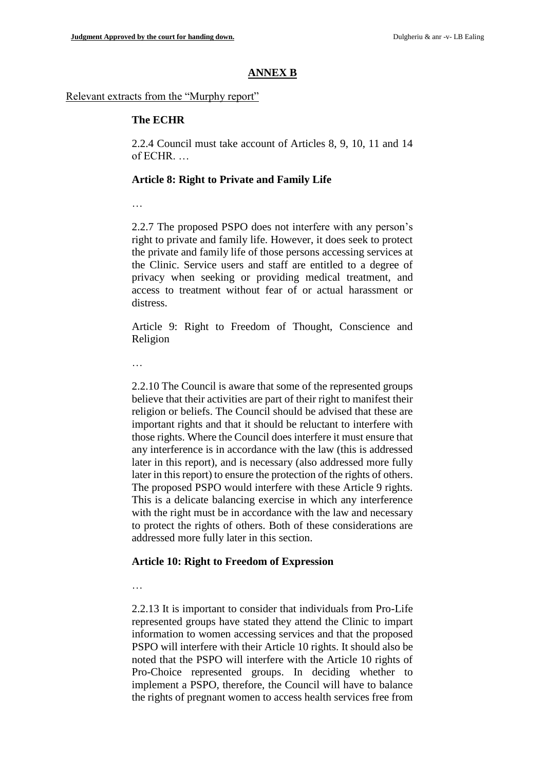## ANNEX B

Relevant extracts from the "Murphy report"

**The ECHR**

2.2.4 Council must take account of Articles 8, 9, 10, 11 and 14 of ECHR. …

**Article 8: Right to Private and Family Life**

…

2.2.7 The proposed PSPO does not interfere with any person's right to private and family life. However, it does seek to protect the private and family life of those persons accessing services at the Clinic. Service users and staff are entitled to a degree of privacy when seeking or providing medical treatment, and access to treatment without fear of or actual harassment or distress.

Article 9: Right to Freedom of Thought, Conscience and Religion

…

2.2.10 The Council is aware that some of the represented groups believe that their activities are part of their right to manifest their religion or beliefs. The Council should be advised that these are important rights and that it should be reluctant to interfere with those rights. Where the Council does interfere it must ensure that any interference is in accordance with the law (this is addressed later in this report), and is necessary (also addressed more fully later in this report) to ensure the protection of the rights of others. The proposed PSPO would interfere with these Article 9 rights. This is a delicate balancing exercise in which any interference with the right must be in accordance with the law and necessary to protect the rights of others. Both of these considerations are addressed more fully later in this section.

**Article 10: Right to Freedom of Expression**

…

2.2.13 It is important to consider that individuals from Pro-Life represented groups have stated they attend the Clinic to impart information to women accessing services and that the proposed PSPO will interfere with their Article 10 rights. It should also be noted that the PSPO will interfere with the Article 10 rights of Pro-Choice represented groups. In deciding whether to implement a PSPO, therefore, the Council will have to balance the rights of pregnant women to access health services free from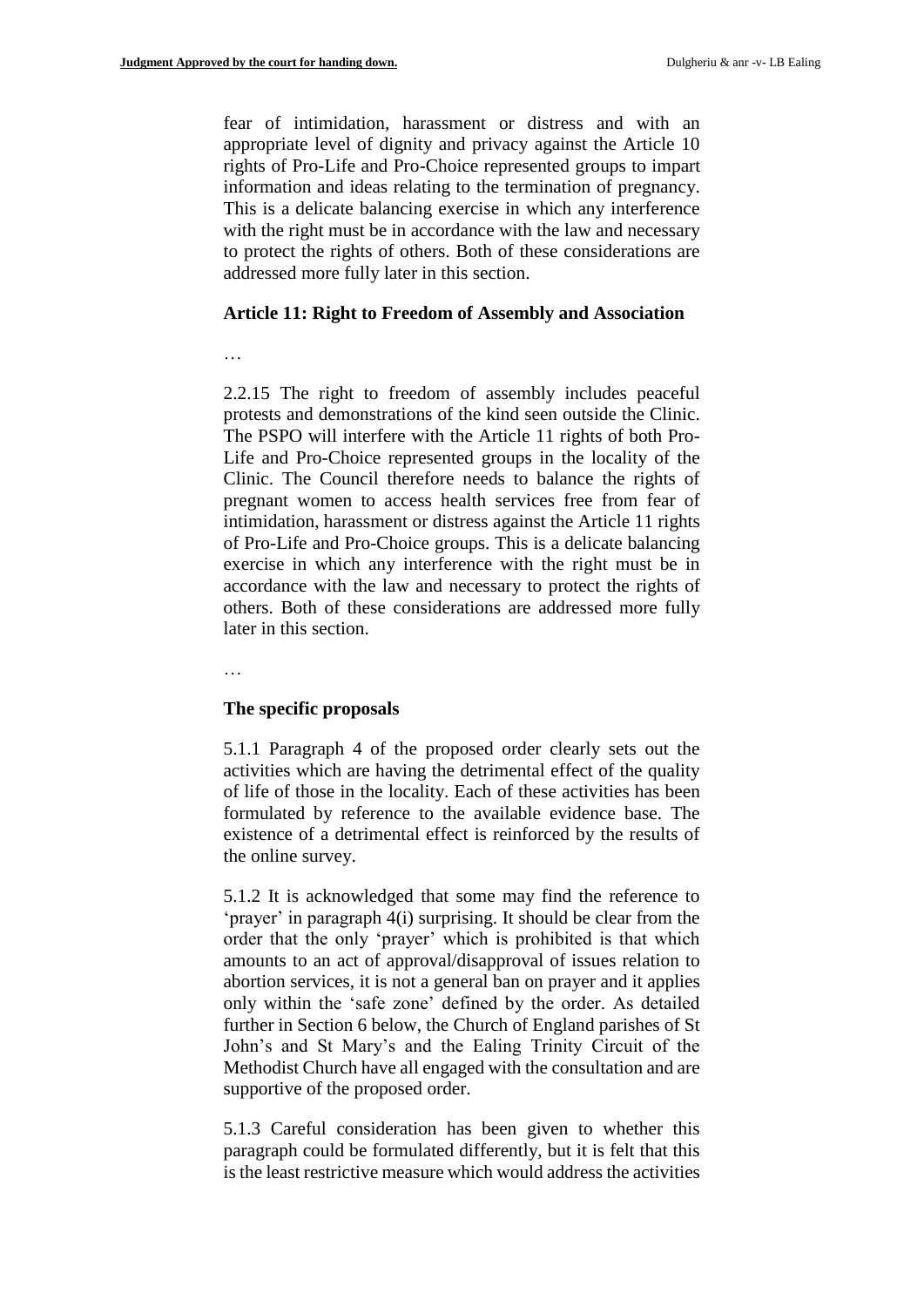fear of intimidation, harassment or distress and with an appropriate level of dignity and privacy against the Article 10 rights of Pro-Life and Pro-Choice represented groups to impart information and ideas relating to the termination of pregnancy. This is a delicate balancing exercise in which any interference with the right must be in accordance with the law and necessary to protect the rights of others. Both of these considerations are addressed more fully later in this section.

**Article 11: Right to Freedom of Assembly and Association**

…

2.2.15 The right to freedom of assembly includes peaceful protests and demonstrations of the kind seen outside the Clinic. The PSPO will interfere with the Article 11 rights of both Pro-Life and Pro-Choice represented groups in the locality of the Clinic. The Council therefore needs to balance the rights of pregnant women to access health services free from fear of intimidation, harassment or distress against the Article 11 rights of Pro-Life and Pro-Choice groups. This is a delicate balancing exercise in which any interference with the right must be in accordance with the law and necessary to protect the rights of others. Both of these considerations are addressed more fully later in this section.

…

**The specific proposals**

5.1.1 Paragraph 4 of the proposed order clearly sets out the activities which are having the detrimental effect of the quality of life of those in the locality. Each of these activities has been formulated by reference to the available evidence base. The existence of a detrimental effect is reinforced by the results of the online survey.

5.1.2 It is acknowledged that some may find the reference to 'prayer' in paragraph 4(i) surprising. It should be clear from the order that the only 'prayer' which is prohibited is that which amounts to an act of approval/disapproval of issues relation to abortion services, it is not a general ban on prayer and it applies only within the 'safe zone' defined by the order. As detailed further in Section 6 below, the Church of England parishes of St John's and St Mary's and the Ealing Trinity Circuit of the Methodist Church have all engaged with the consultation and are supportive of the proposed order.

5.1.3 Careful consideration has been given to whether this paragraph could be formulated differently, but it is felt that this is the least restrictive measure which would address the activities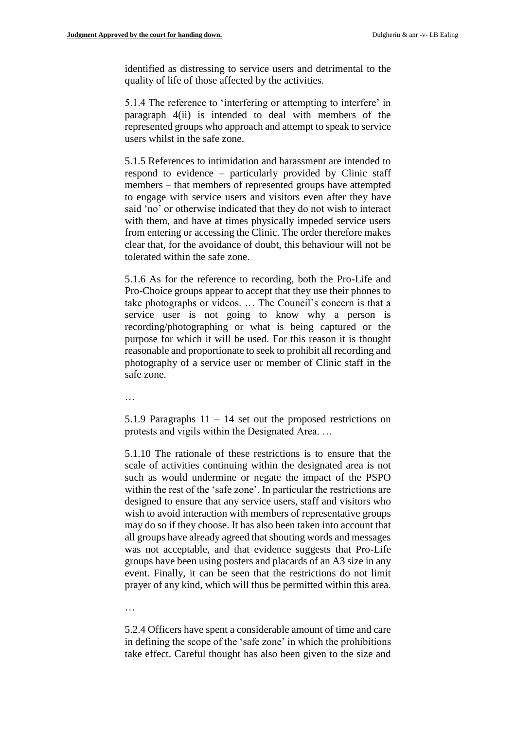identified as distressing to service users and detrimental to the quality of life of those affected by the activities.

5.1.4 The reference to 'interfering or attempting to interfere' in paragraph 4(ii) is intended to deal with members of the represented groups who approach and attempt to speak to service users whilst in the safe zone.

5.1.5 References to intimidation and harassment are intended to respond to evidence – particularly provided by Clinic staff members – that members of represented groups have attempted to engage with service users and visitors even after they have said 'no' or otherwise indicated that they do not wish to interact with them, and have at times physically impeded service users from entering or accessing the Clinic. The order therefore makes clear that, for the avoidance of doubt, this behaviour will not be tolerated within the safe zone.

5.1.6 As for the reference to recording, both the Pro-Life and Pro-Choice groups appear to accept that they use their phones to take photographs or videos. … The Council's concern is that a service user is not going to know why a person is recording/photographing or what is being captured or the purpose for which it will be used. For this reason it is thought reasonable and proportionate to seek to prohibit all recording and photography of a service user or member of Clinic staff in the safe zone.

…

5.1.9 Paragraphs 11 – 14 set out the proposed restrictions on protests and vigils within the Designated Area. …

5.1.10 The rationale of these restrictions is to ensure that the scale of activities continuing within the designated area is not such as would undermine or negate the impact of the PSPO within the rest of the 'safe zone'. In particular the restrictions are designed to ensure that any service users, staff and visitors who wish to avoid interaction with members of representative groups may do so if they choose. It has also been taken into account that all groups have already agreed that shouting words and messages was not acceptable, and that evidence suggests that Pro-Life groups have been using posters and placards of an A3 size in any event. Finally, it can be seen that the restrictions do not limit prayer of any kind, which will thus be permitted within this area.

…

5.2.4 Officers have spent a considerable amount of time and care in defining the scope of the 'safe zone' in which the prohibitions take effect. Careful thought has also been given to the size and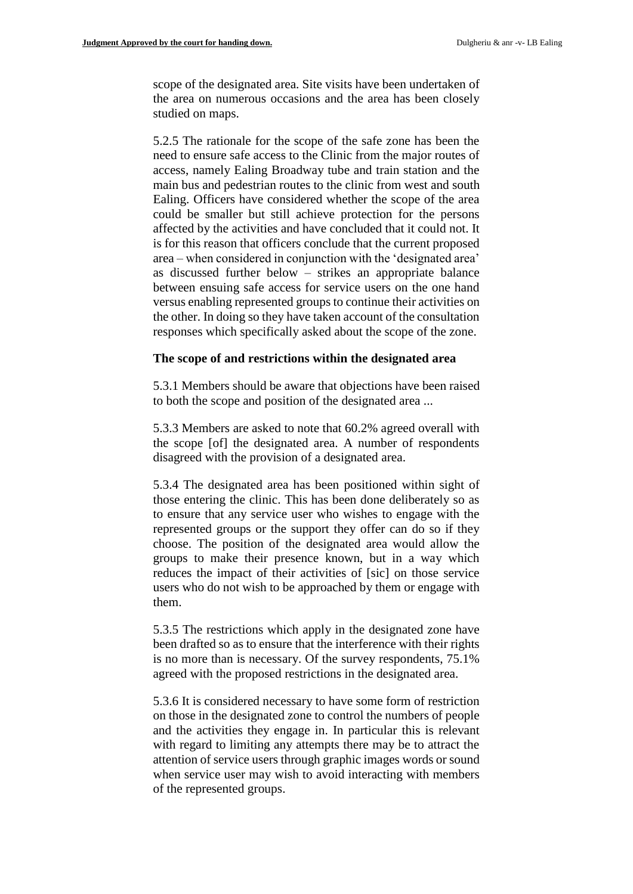scope of the designated area. Site visits have been undertaken of the area on numerous occasions and the area has been closely studied on maps.

5.2.5 The rationale for the scope of the safe zone has been the need to ensure safe access to the Clinic from the major routes of access, namely Ealing Broadway tube and train station and the main bus and pedestrian routes to the clinic from west and south Ealing. Officers have considered whether the scope of the area could be smaller but still achieve protection for the persons affected by the activities and have concluded that it could not. It is for this reason that officers conclude that the current proposed area – when considered in conjunction with the 'designated area' as discussed further below – strikes an appropriate balance between ensuing safe access for service users on the one hand versus enabling represented groups to continue their activities on the other. In doing so they have taken account of the consultation responses which specifically asked about the scope of the zone.

**The scope of and restrictions within the designated area**

5.3.1 Members should be aware that objections have been raised to both the scope and position of the designated area ...

5.3.3 Members are asked to note that 60.2% agreed overall with the scope [of] the designated area. A number of respondents disagreed with the provision of a designated area.

5.3.4 The designated area has been positioned within sight of those entering the clinic. This has been done deliberately so as to ensure that any service user who wishes to engage with the represented groups or the support they offer can do so if they choose. The position of the designated area would allow the groups to make their presence known, but in a way which reduces the impact of their activities of [sic] on those service users who do not wish to be approached by them or engage with them.

5.3.5 The restrictions which apply in the designated zone have been drafted so as to ensure that the interference with their rights is no more than is necessary. Of the survey respondents, 75.1% agreed with the proposed restrictions in the designated area.

5.3.6 It is considered necessary to have some form of restriction on those in the designated zone to control the numbers of people and the activities they engage in. In particular this is relevant with regard to limiting any attempts there may be to attract the attention of service users through graphic images words or sound when service user may wish to avoid interacting with members of the represented groups.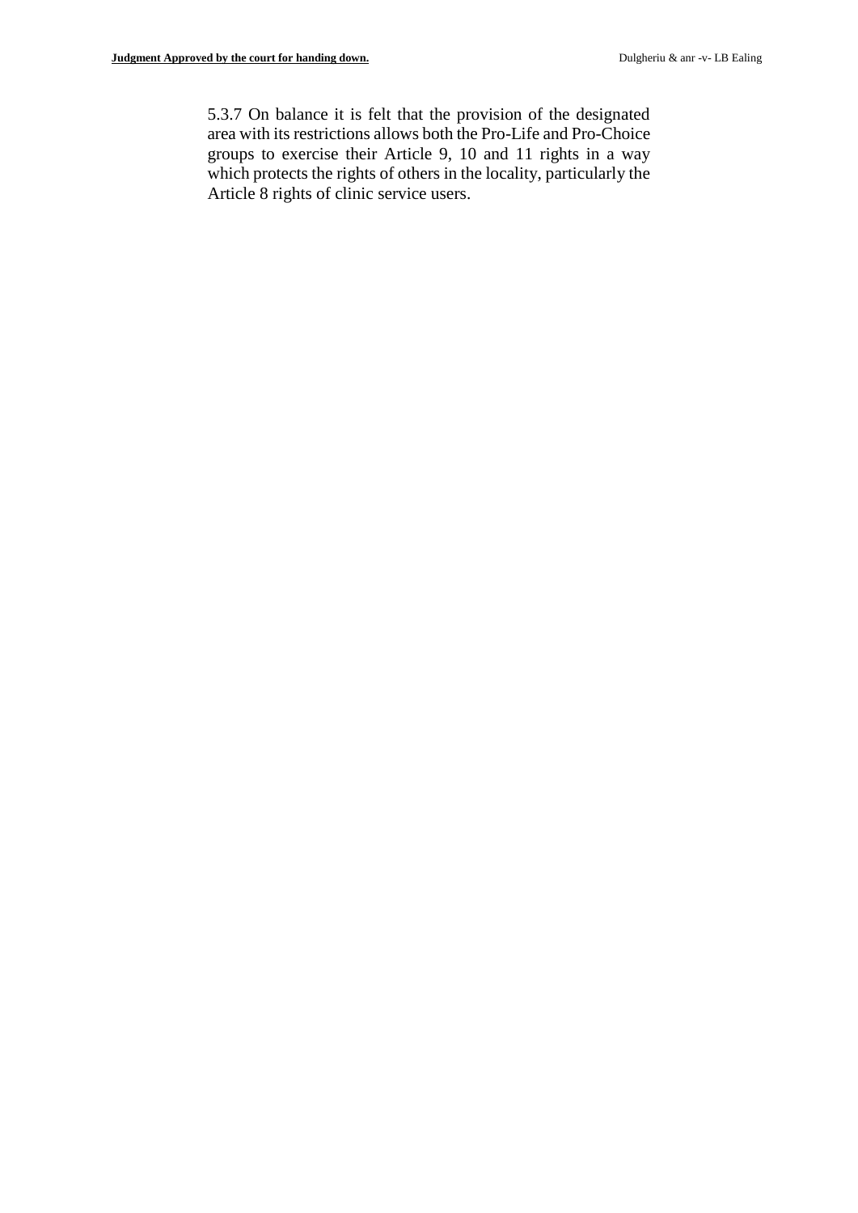5.3.7 On balance it is felt that the provision of the designated area with its restrictions allows both the Pro-Life and Pro-Choice groups to exercise their Article 9, 10 and 11 rights in a way which protects the rights of others in the locality, particularly the Article 8 rights of clinic service users.